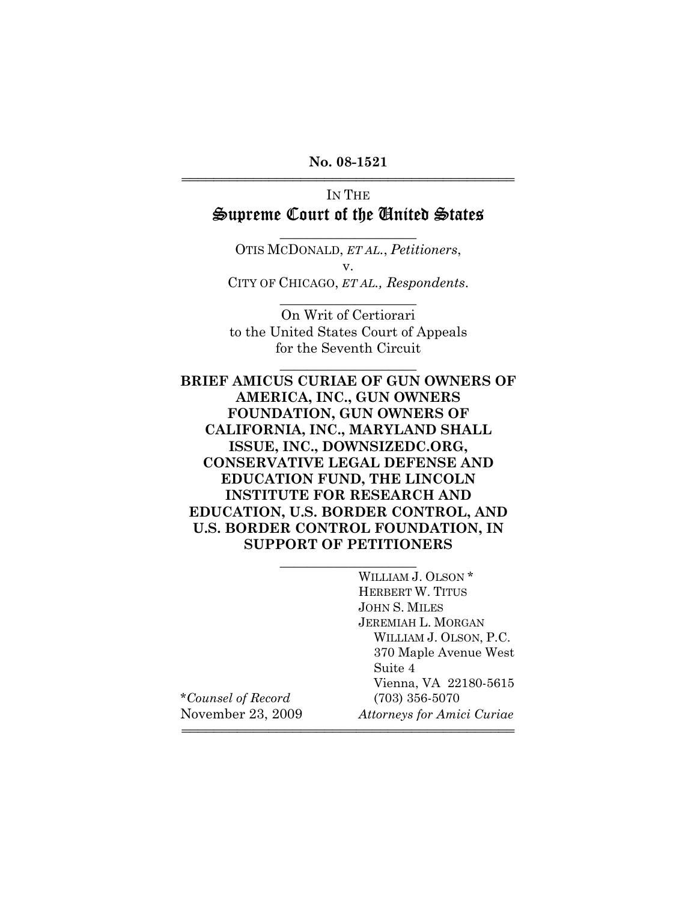**No. 08-1521**

IN THE

# Supreme Court of the United States

OTIS MCDONALD, *ET AL.*, *Petitioners*,

v.

CITY OF CHICAGO, *ET AL.*, *Respondents*.

On Writ of Certiorari
to the United States Court of Appeals
for the Seventh Circuit

**BRIEF AMICUS CURIAE OF GUN OWNERS OF AMERICA, INC., GUN OWNERS FOUNDATION, GUN OWNERS OF CALIFORNIA, INC., MARYLAND SHALL ISSUE, INC., DOWNSIZEDC.ORG, CONSERVATIVE LEGAL DEFENSE AND EDUCATION FUND, THE LINCOLN INSTITUTE FOR RESEARCH AND EDUCATION, U.S. BORDER CONTROL, AND U.S. BORDER CONTROL FOUNDATION, IN SUPPORT OF PETITIONERS**

WILLIAM J. OLSON *
HERBERT W. TITUS
JOHN S. MILES
JEREMIAH L. MORGAN
WILLIAM J. OLSON, P.C.
370 Maple Avenue West
Suite 4
Vienna, VA 22180-5615
(703) 356-5070
*Attorneys for Amici Curiae*

\**Counsel of Record*
November 23, 2009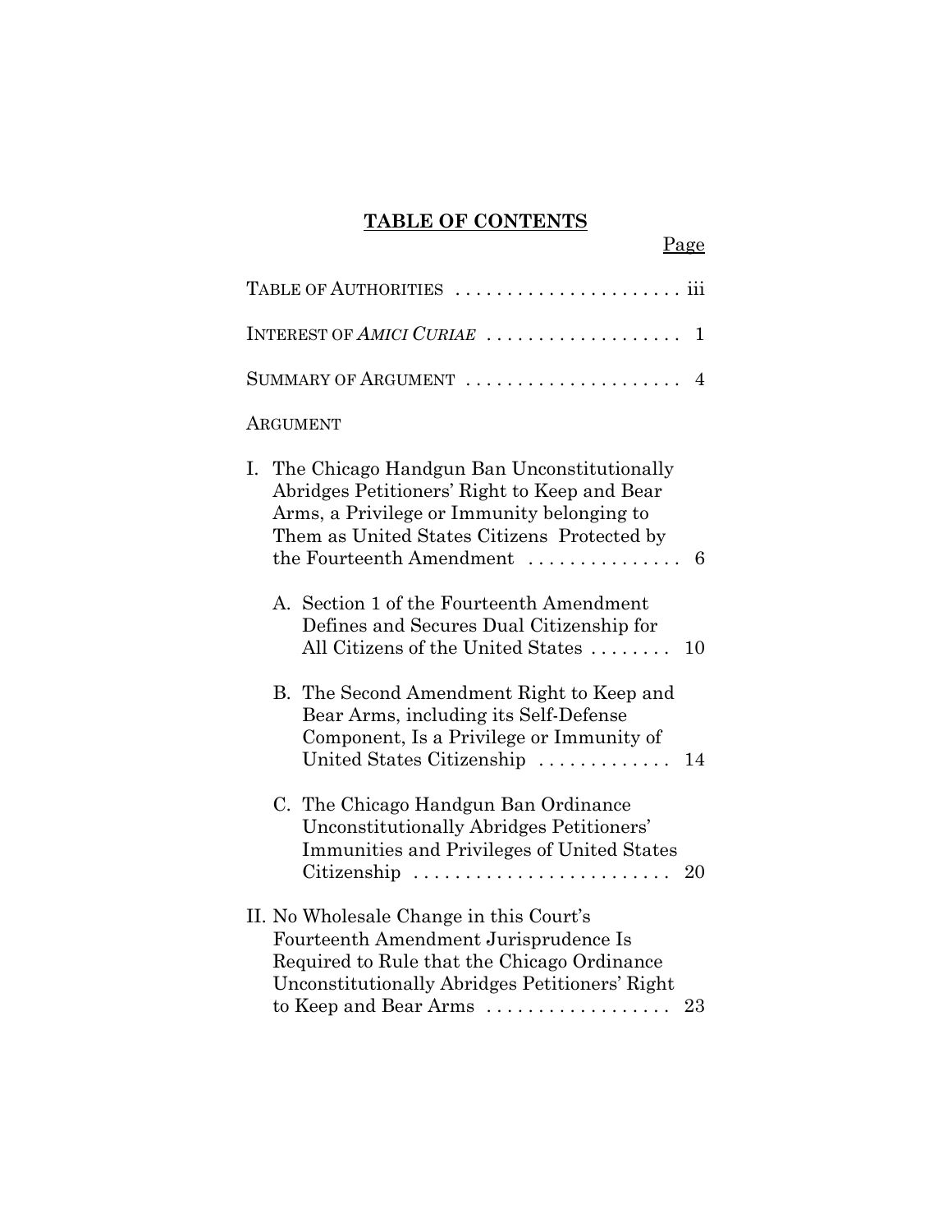# TABLE OF CONTENTS

Page

TABLE OF AUTHORITIES . . . . . . . . . . . . . . . . . . . . . . iii

INTEREST OF *AMICI CURIAE* . . . . . . . . . . . . . . . . . . . 1

SUMMARY OF ARGUMENT . . . . . . . . . . . . . . . . . . . . . 4

ARGUMENT

I. The Chicago Handgun Ban Unconstitutionally Abridges Petitioners' Right to Keep and Bear Arms, a Privilege or Immunity belonging to Them as United States Citizens Protected by the Fourteenth Amendment . . . . . . . . . . . . . . . . 6

   A. Section 1 of the Fourteenth Amendment Defines and Secures Dual Citizenship for All Citizens of the United States . . . . . . . . 10

   B. The Second Amendment Right to Keep and Bear Arms, including its Self-Defense Component, Is a Privilege or Immunity of United States Citizenship . . . . . . . . . . . . . 14

   C. The Chicago Handgun Ban Ordinance Unconstitutionally Abridges Petitioners' Immunities and Privileges of United States Citizenship . . . . . . . . . . . . . . . . . . . . . . . . . 20

II. No Wholesale Change in this Court's Fourteenth Amendment Jurisprudence Is Required to Rule that the Chicago Ordinance Unconstitutionally Abridges Petitioners' Right to Keep and Bear Arms . . . . . . . . . . . . . . . . . . 23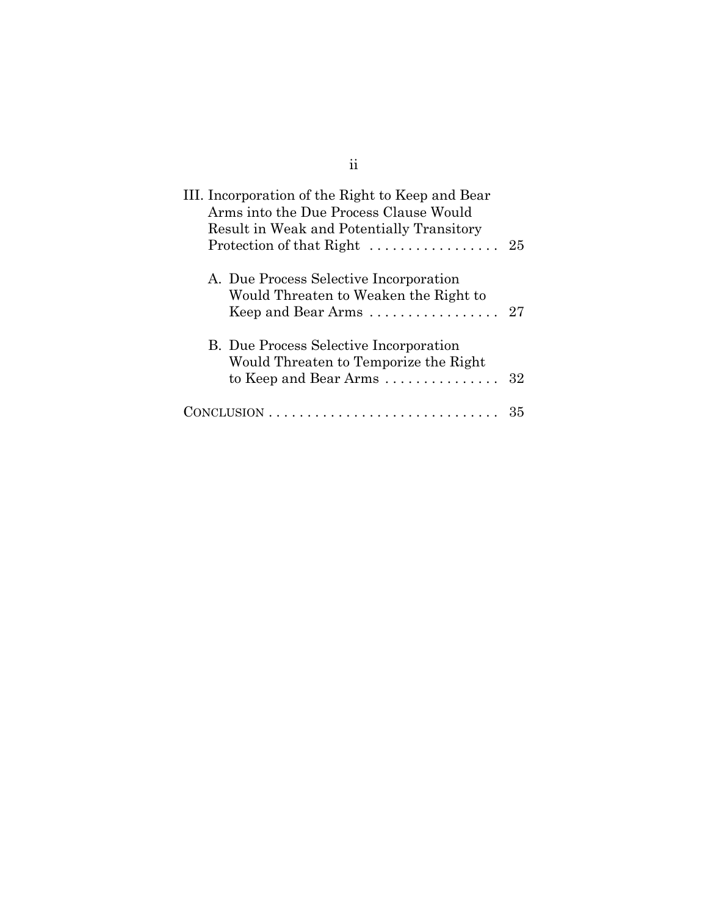III. Incorporation of the Right to Keep and Bear Arms into the Due Process Clause Would Result in Weak and Potentially Transitory Protection of that Right . . . . . . . . . . . . . . . . . 25

A. Due Process Selective Incorporation Would Threaten to Weaken the Right to Keep and Bear Arms . . . . . . . . . . . . . . . . . 27

B. Due Process Selective Incorporation Would Threaten to Temporize the Right to Keep and Bear Arms . . . . . . . . . . . . . . . 32

CONCLUSION . . . . . . . . . . . . . . . . . . . . . . . . . . . . . . 35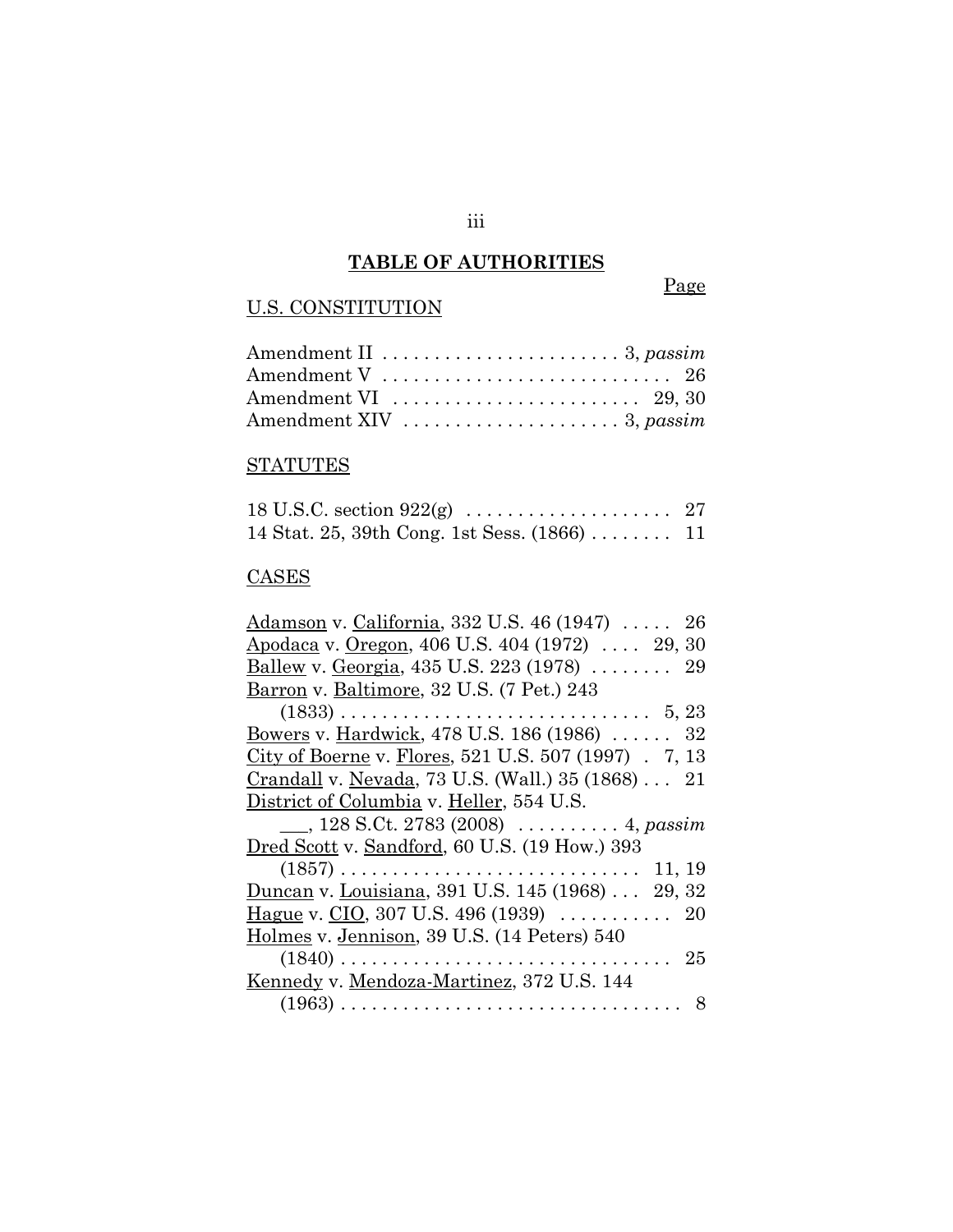## TABLE OF AUTHORITIES

Page

U.S. CONSTITUTION

Amendment II . . . . . . . . . . . . . . . . . . . . . . . 3, *passim*
Amendment V . . . . . . . . . . . . . . . . . . . . . . . . . . . 26
Amendment VI . . . . . . . . . . . . . . . . . . . . . . . 29, 30
Amendment XIV . . . . . . . . . . . . . . . . . . . . . 3, *passim*

STATUTES

18 U.S.C. section 922(g) . . . . . . . . . . . . . . . . . . . . 27
14 Stat. 25, 39th Cong. 1st Sess. (1866) . . . . . . . . 11

CASES

Adamson v. California, 332 U.S. 46 (1947) . . . . . 26
Apodaca v. Oregon, 406 U.S. 404 (1972) . . . . 29, 30
Ballew v. Georgia, 435 U.S. 223 (1978) . . . . . . . . 29
Barron v. Baltimore, 32 U.S. (7 Pet.) 243 (1833) . . . . . . . . . . . . . . . . . . . . . . . . . . . . . 5, 23
Bowers v. Hardwick, 478 U.S. 186 (1986) . . . . . . 32
City of Boerne v. Flores, 521 U.S. 507 (1997) . 7, 13
Crandall v. Nevada, 73 U.S. (Wall.) 35 (1868) . . . 21
District of Columbia v. Heller, 554 U.S. ___, 128 S.Ct. 2783 (2008) . . . . . . . . . . 4, *passim*
Dred Scott v. Sandford, 60 U.S. (19 How.) 393 (1857) . . . . . . . . . . . . . . . . . . . . . . . . . . . . . 11, 19
Duncan v. Louisiana, 391 U.S. 145 (1968) . . . 29, 32
Hague v. CIO, 307 U.S. 496 (1939) . . . . . . . . . . . 20
Holmes v. Jennison, 39 U.S. (14 Peters) 540 (1840) . . . . . . . . . . . . . . . . . . . . . . . . . . . . . . . . 25
Kennedy v. Mendoza-Martinez, 372 U.S. 144 (1963) . . . . . . . . . . . . . . . . . . . . . . . . . . . . . . . . . 8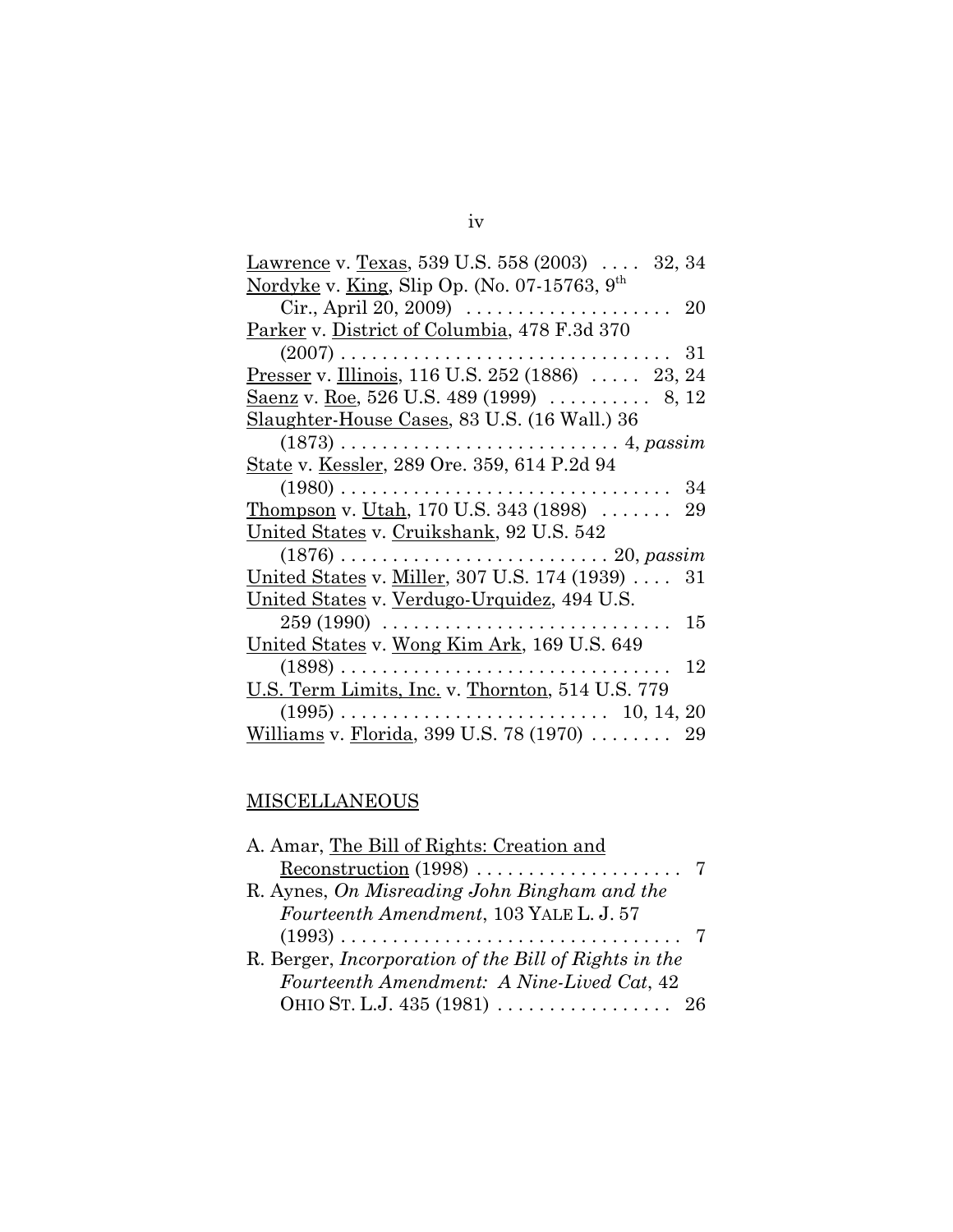Lawrence v. Texas, 539 U.S. 558 (2003) .... 32, 34

Nordyke v. King, Slip Op. (No. 07-15763, 9th Cir., April 20, 2009) .................... 20

Parker v. District of Columbia, 478 F.3d 370 (2007) ................................ 31

Presser v. Illinois, 116 U.S. 252 (1886) ..... 23, 24

Saenz v. Roe, 526 U.S. 489 (1999) .......... 8, 12

Slaughter-House Cases, 83 U.S. (16 Wall.) 36 (1873) ........................... 4, *passim*

State v. Kessler, 289 Ore. 359, 614 P.2d 94 (1980) ................................ 34

Thompson v. Utah, 170 U.S. 343 (1898) ....... 29

United States v. Cruikshank, 92 U.S. 542 (1876) .......................... 20, *passim*

United States v. Miller, 307 U.S. 174 (1939) .... 31

United States v. Verdugo-Urquidez, 494 U.S. 259 (1990) ............................ 15

United States v. Wong Kim Ark, 169 U.S. 649 (1898) ................................ 12

U.S. Term Limits, Inc. v. Thornton, 514 U.S. 779 (1995) ......................... 10, 14, 20

Williams v. Florida, 399 U.S. 78 (1970) ........ 29

## MISCELLANEOUS

A. Amar, The Bill of Rights: Creation and Reconstruction (1998) .................... 7

R. Aynes, *On Misreading John Bingham and the Fourteenth Amendment*, 103 YALE L. J. 57 (1993) ................................ 7

R. Berger, *Incorporation of the Bill of Rights in the Fourteenth Amendment: A Nine-Lived Cat*, 42 OHIO ST. L.J. 435 (1981) ................. 26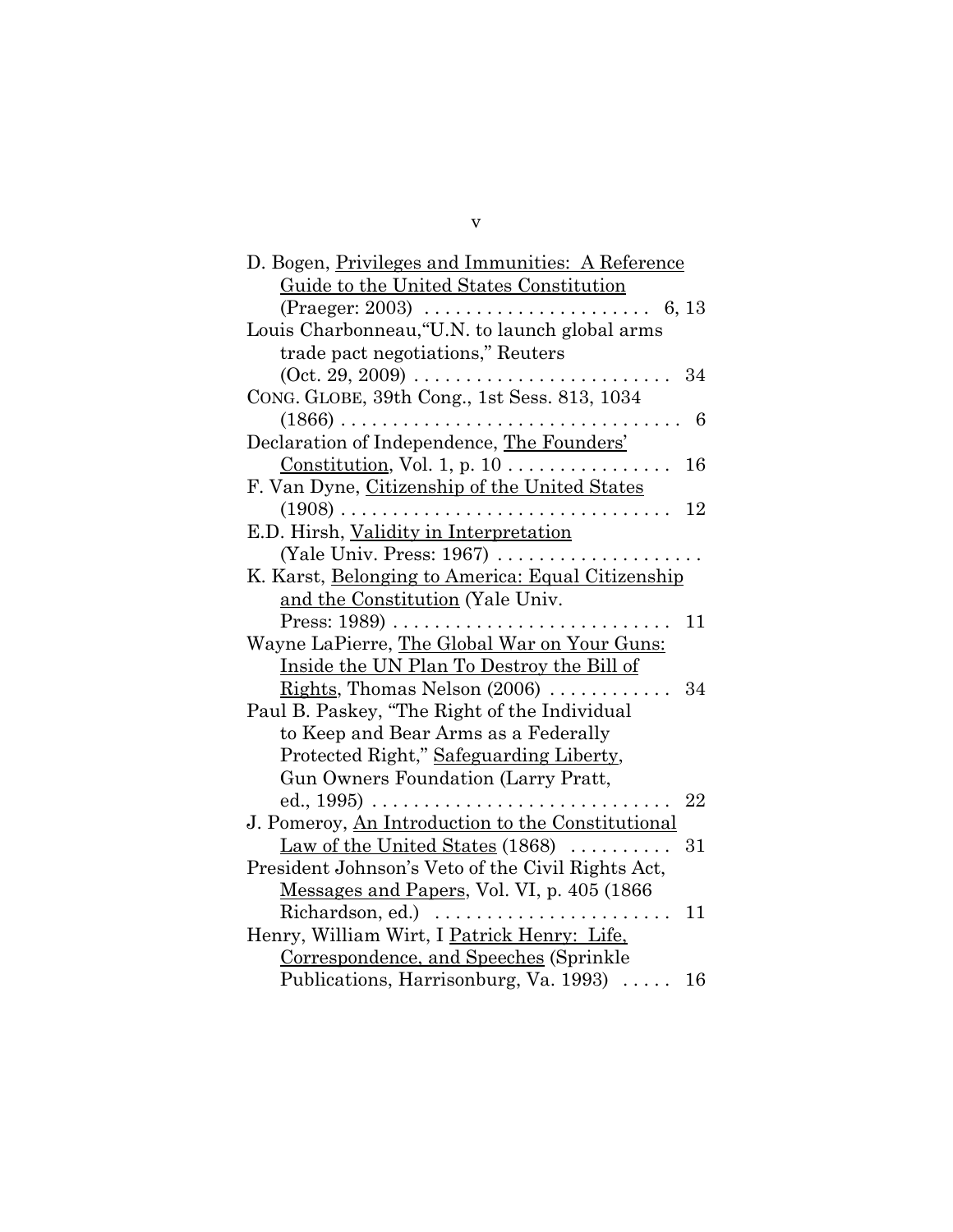D. Bogen, Privileges and Immunities: A Reference Guide to the United States Constitution (Praeger: 2003) . . . . . . . . . . . . . . . . . . . . . . 6, 13

Louis Charbonneau,"U.N. to launch global arms trade pact negotiations," Reuters (Oct. 29, 2009) . . . . . . . . . . . . . . . . . . . . . . . . . 34

CONG. GLOBE, 39th Cong., 1st Sess. 813, 1034 (1866) . . . . . . . . . . . . . . . . . . . . . . . . . . . . . . . . . 6

Declaration of Independence, The Founders' Constitution, Vol. 1, p. 10 . . . . . . . . . . . . . . . . 16

F. Van Dyne, Citizenship of the United States (1908) . . . . . . . . . . . . . . . . . . . . . . . . . . . . . . . . 12

E.D. Hirsh, Validity in Interpretation (Yale Univ. Press: 1967) . . . . . . . . . . . . . . . . . . . .

K. Karst, Belonging to America: Equal Citizenship and the Constitution (Yale Univ. Press: 1989) . . . . . . . . . . . . . . . . . . . . . . . . . . . 11

Wayne LaPierre, The Global War on Your Guns: Inside the UN Plan To Destroy the Bill of Rights, Thomas Nelson (2006) . . . . . . . . . . . . 34

Paul B. Paskey, "The Right of the Individual to Keep and Bear Arms as a Federally Protected Right," Safeguarding Liberty, Gun Owners Foundation (Larry Pratt, ed., 1995) . . . . . . . . . . . . . . . . . . . . . . . . . . . . . 22

J. Pomeroy, An Introduction to the Constitutional Law of the United States (1868) . . . . . . . . . . 31

President Johnson's Veto of the Civil Rights Act, Messages and Papers, Vol. VI, p. 405 (1866 Richardson, ed.) . . . . . . . . . . . . . . . . . . . . . . . 11

Henry, William Wirt, I Patrick Henry: Life, Correspondence, and Speeches (Sprinkle Publications, Harrisonburg, Va. 1993) . . . . . 16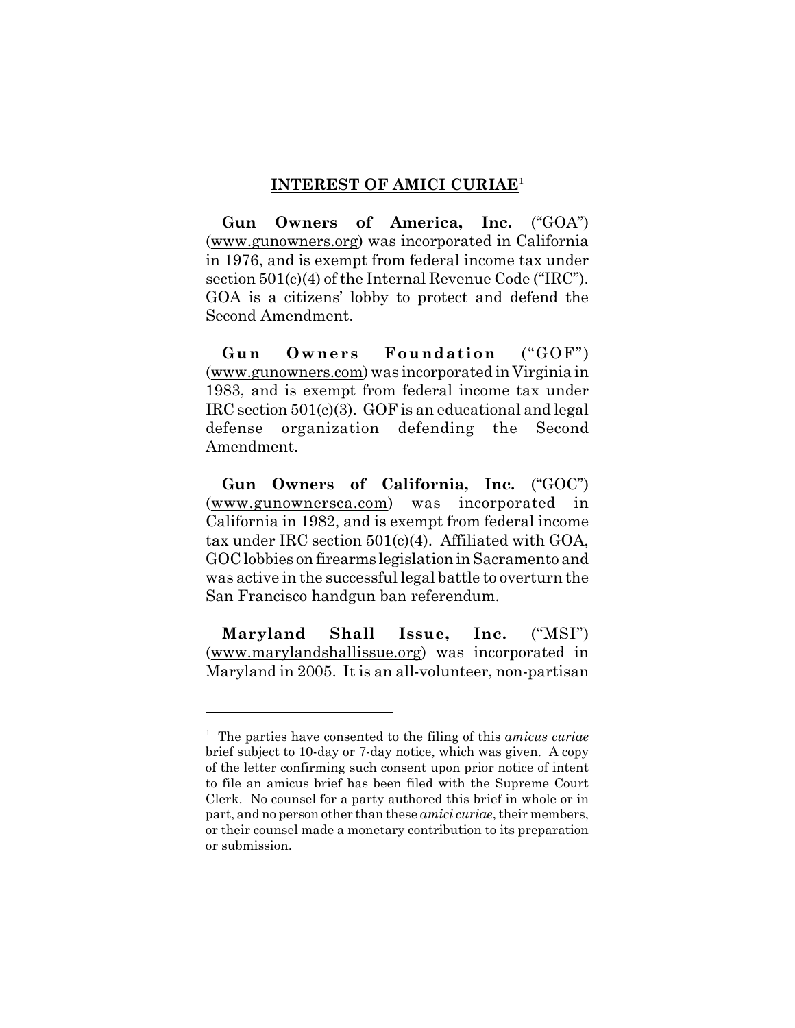## INTEREST OF AMICI CURIAE[1]

**Gun Owners of America, Inc.** ("GOA") (www.gunowners.org) was incorporated in California in 1976, and is exempt from federal income tax under section 501(c)(4) of the Internal Revenue Code ("IRC"). GOA is a citizens' lobby to protect and defend the Second Amendment.

**Gun Owners Foundation** ("GOF") (www.gunowners.com) was incorporated in Virginia in 1983, and is exempt from federal income tax under IRC section 501(c)(3). GOF is an educational and legal defense organization defending the Second Amendment.

**Gun Owners of California, Inc.** ("GOC") (www.gunownersca.com) was incorporated in California in 1982, and is exempt from federal income tax under IRC section 501(c)(4). Affiliated with GOA, GOC lobbies on firearms legislation in Sacramento and was active in the successful legal battle to overturn the San Francisco handgun ban referendum.

**Maryland Shall Issue, Inc.** ("MSI") (www.marylandshallissue.org) was incorporated in Maryland in 2005. It is an all-volunteer, non-partisan

---

[1] The parties have consented to the filing of this *amicus curiae* brief subject to 10-day or 7-day notice, which was given. A copy of the letter confirming such consent upon prior notice of intent to file an amicus brief has been filed with the Supreme Court Clerk. No counsel for a party authored this brief in whole or in part, and no person other than these *amici curiae*, their members, or their counsel made a monetary contribution to its preparation or submission.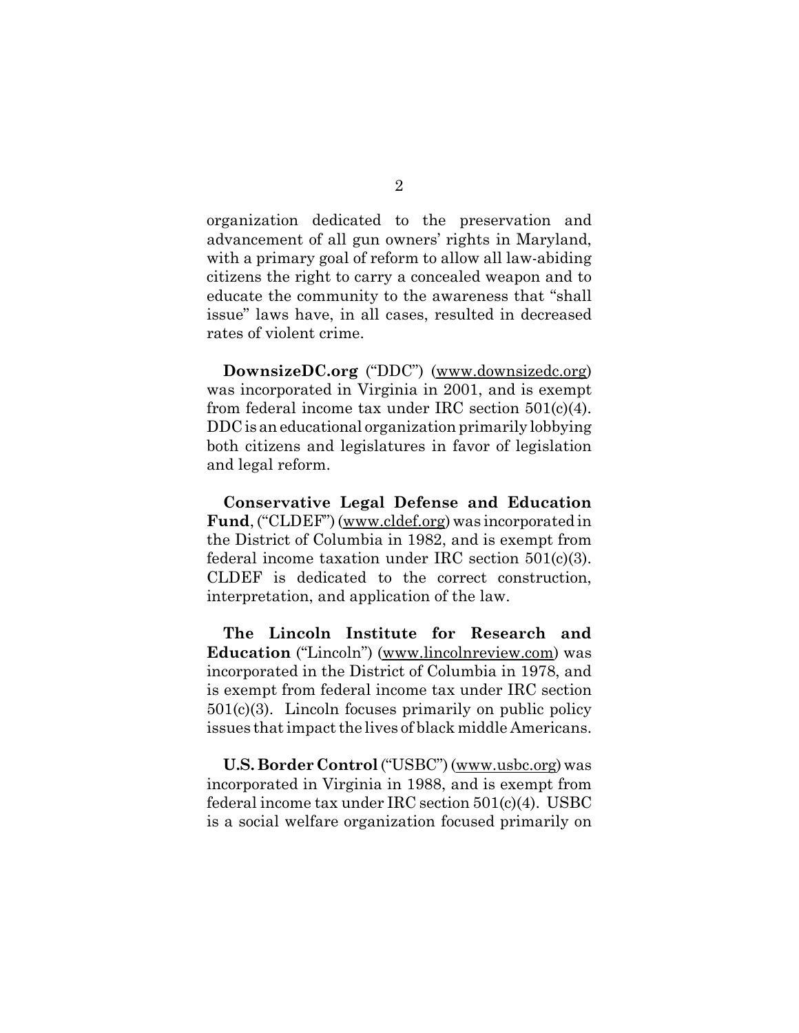organization dedicated to the preservation and advancement of all gun owners' rights in Maryland, with a primary goal of reform to allow all law-abiding citizens the right to carry a concealed weapon and to educate the community to the awareness that "shall issue" laws have, in all cases, resulted in decreased rates of violent crime.

**DownsizeDC.org** ("DDC") (www.downsizedc.org) was incorporated in Virginia in 2001, and is exempt from federal income tax under IRC section 501(c)(4). DDC is an educational organization primarily lobbying both citizens and legislatures in favor of legislation and legal reform.

**Conservative Legal Defense and Education Fund**, ("CLDEF") (www.cldef.org) was incorporated in the District of Columbia in 1982, and is exempt from federal income taxation under IRC section 501(c)(3). CLDEF is dedicated to the correct construction, interpretation, and application of the law.

**The Lincoln Institute for Research and Education** ("Lincoln") (www.lincolnreview.com) was incorporated in the District of Columbia in 1978, and is exempt from federal income tax under IRC section 501(c)(3). Lincoln focuses primarily on public policy issues that impact the lives of black middle Americans.

**U.S. Border Control** ("USBC") (www.usbc.org) was incorporated in Virginia in 1988, and is exempt from federal income tax under IRC section 501(c)(4). USBC is a social welfare organization focused primarily on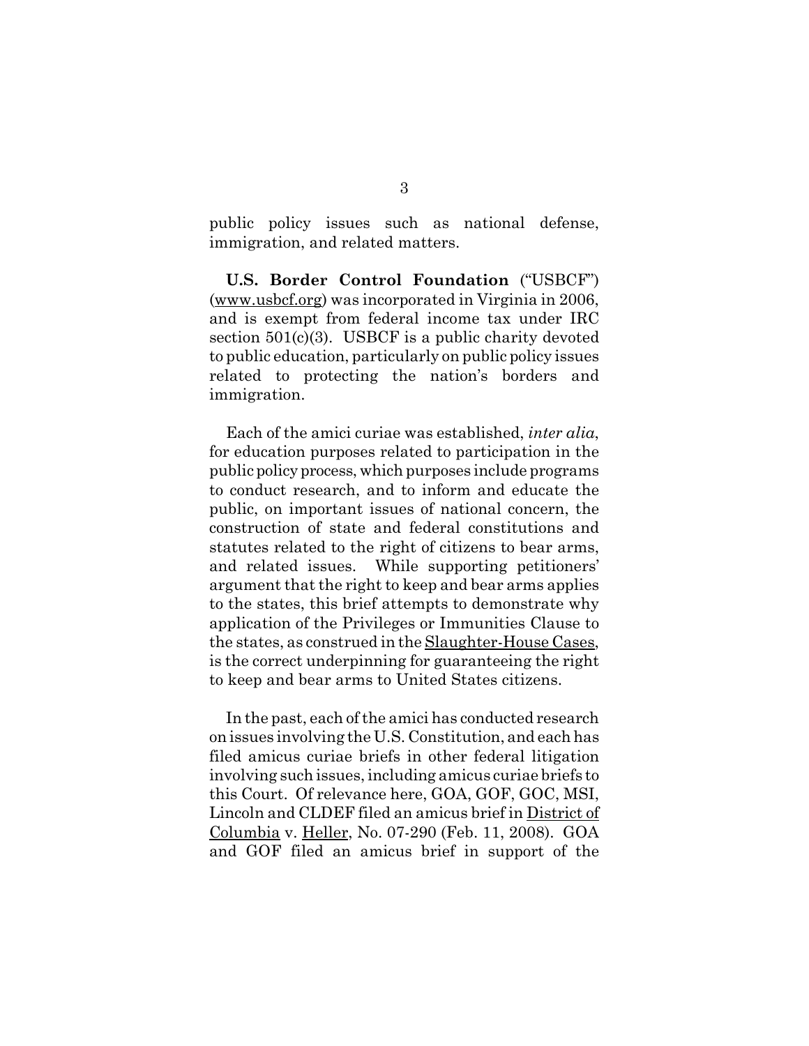public policy issues such as national defense, immigration, and related matters.

**U.S. Border Control Foundation** ("USBCF") (<u>www.usbcf.org</u>) was incorporated in Virginia in 2006, and is exempt from federal income tax under IRC section 501(c)(3). USBCF is a public charity devoted to public education, particularly on public policy issues related to protecting the nation's borders and immigration.

Each of the amici curiae was established, *inter alia*, for education purposes related to participation in the public policy process, which purposes include programs to conduct research, and to inform and educate the public, on important issues of national concern, the construction of state and federal constitutions and statutes related to the right of citizens to bear arms, and related issues. While supporting petitioners' argument that the right to keep and bear arms applies to the states, this brief attempts to demonstrate why application of the Privileges or Immunities Clause to the states, as construed in the <u>Slaughter-House Cases</u>, is the correct underpinning for guaranteeing the right to keep and bear arms to United States citizens.

In the past, each of the amici has conducted research on issues involving the U.S. Constitution, and each has filed amicus curiae briefs in other federal litigation involving such issues, including amicus curiae briefs to this Court. Of relevance here, GOA, GOF, GOC, MSI, Lincoln and CLDEF filed an amicus brief in <u>District of Columbia</u> v. <u>Heller</u>, No. 07-290 (Feb. 11, 2008). GOA and GOF filed an amicus brief in support of the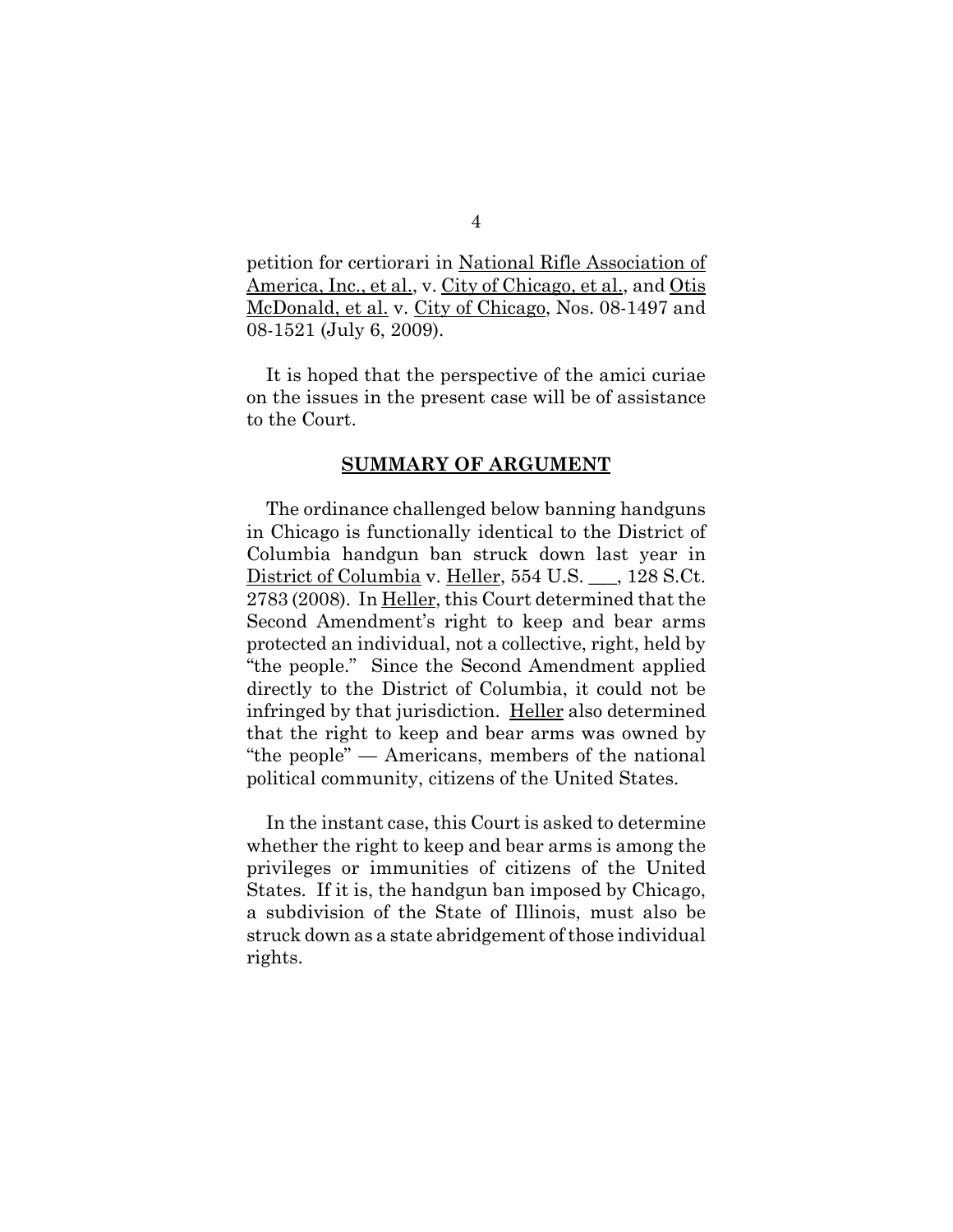petition for certiorari in National Rifle Association of America, Inc., et al., v. City of Chicago, et al., and Otis McDonald, et al. v. City of Chicago, Nos. 08-1497 and 08-1521 (July 6, 2009).

It is hoped that the perspective of the amici curiae on the issues in the present case will be of assistance to the Court.

## SUMMARY OF ARGUMENT

The ordinance challenged below banning handguns in Chicago is functionally identical to the District of Columbia handgun ban struck down last year in District of Columbia v. Heller, 554 U.S. ___, 128 S.Ct. 2783 (2008). In Heller, this Court determined that the Second Amendment's right to keep and bear arms protected an individual, not a collective, right, held by "the people." Since the Second Amendment applied directly to the District of Columbia, it could not be infringed by that jurisdiction. Heller also determined that the right to keep and bear arms was owned by "the people" — Americans, members of the national political community, citizens of the United States.

In the instant case, this Court is asked to determine whether the right to keep and bear arms is among the privileges or immunities of citizens of the United States. If it is, the handgun ban imposed by Chicago, a subdivision of the State of Illinois, must also be struck down as a state abridgement of those individual rights.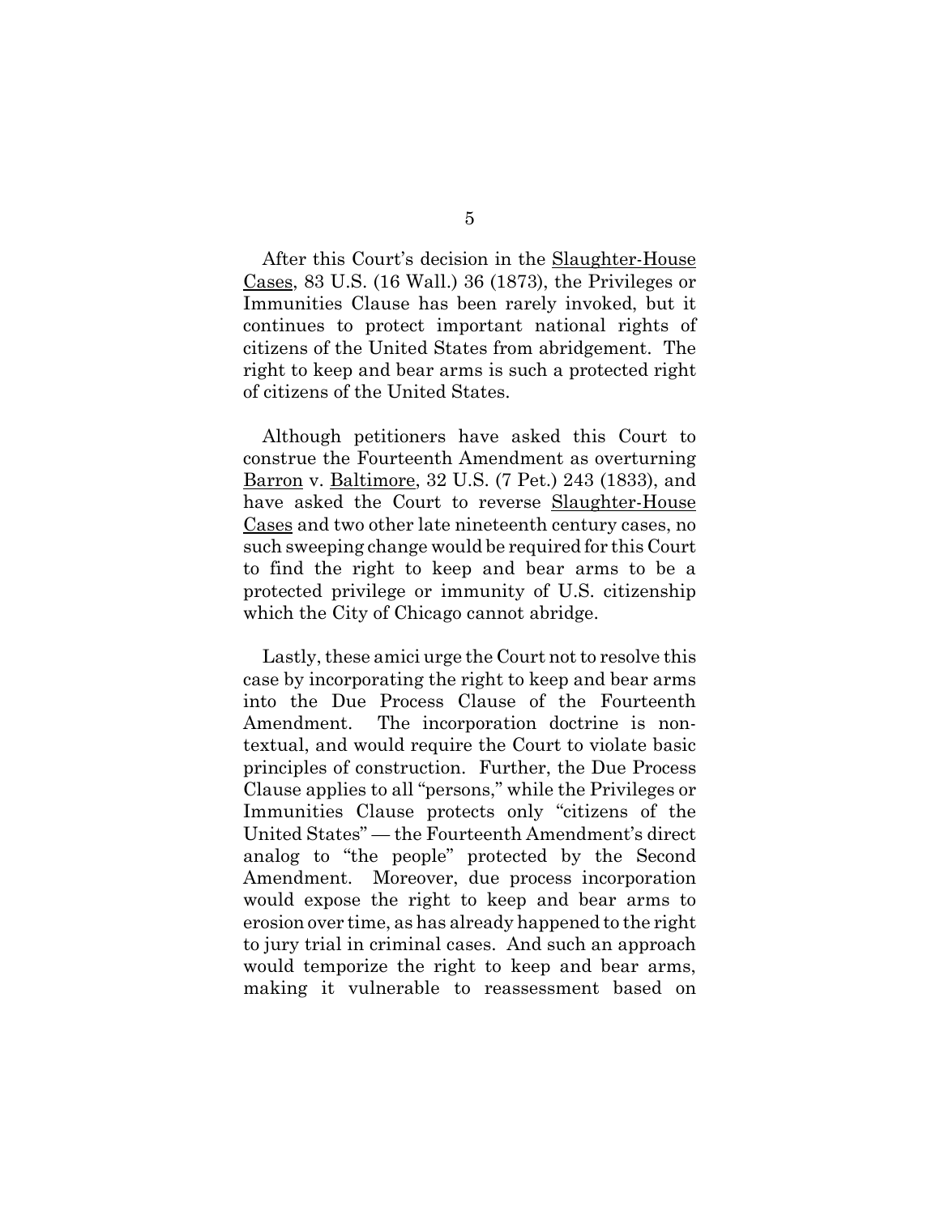After this Court's decision in the Slaughter-House Cases, 83 U.S. (16 Wall.) 36 (1873), the Privileges or Immunities Clause has been rarely invoked, but it continues to protect important national rights of citizens of the United States from abridgement. The right to keep and bear arms is such a protected right of citizens of the United States.

Although petitioners have asked this Court to construe the Fourteenth Amendment as overturning Barron v. Baltimore, 32 U.S. (7 Pet.) 243 (1833), and have asked the Court to reverse Slaughter-House Cases and two other late nineteenth century cases, no such sweeping change would be required for this Court to find the right to keep and bear arms to be a protected privilege or immunity of U.S. citizenship which the City of Chicago cannot abridge.

Lastly, these amici urge the Court not to resolve this case by incorporating the right to keep and bear arms into the Due Process Clause of the Fourteenth Amendment. The incorporation doctrine is non-textual, and would require the Court to violate basic principles of construction. Further, the Due Process Clause applies to all "persons," while the Privileges or Immunities Clause protects only "citizens of the United States" — the Fourteenth Amendment's direct analog to "the people" protected by the Second Amendment. Moreover, due process incorporation would expose the right to keep and bear arms to erosion over time, as has already happened to the right to jury trial in criminal cases. And such an approach would temporize the right to keep and bear arms, making it vulnerable to reassessment based on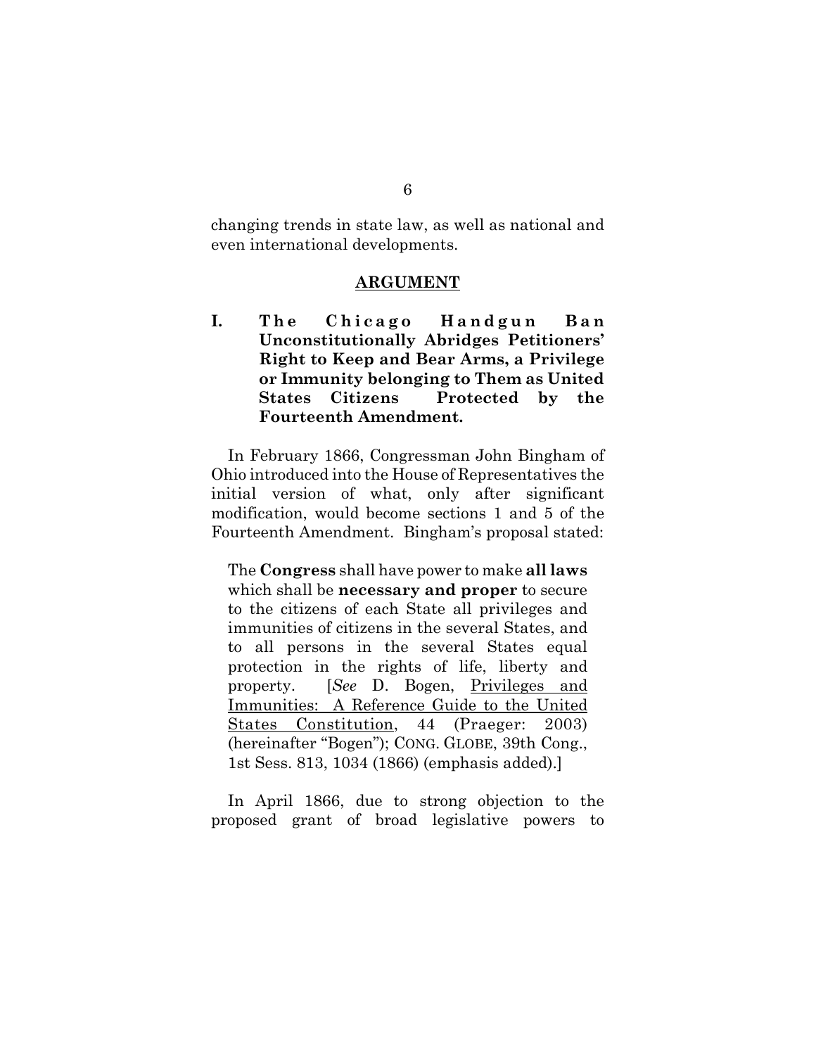changing trends in state law, as well as national and even international developments.

## ARGUMENT

### I. The Chicago Handgun Ban Unconstitutionally Abridges Petitioners' Right to Keep and Bear Arms, a Privilege or Immunity belonging to Them as United States Citizens Protected by the Fourteenth Amendment.

In February 1866, Congressman John Bingham of Ohio introduced into the House of Representatives the initial version of what, only after significant modification, would become sections 1 and 5 of the Fourteenth Amendment. Bingham's proposal stated:

> The **Congress** shall have power to make **all laws** which shall be **necessary and proper** to secure to the citizens of each State all privileges and immunities of citizens in the several States, and to all persons in the several States equal protection in the rights of life, liberty and property. [*See* D. Bogen, Privileges and Immunities: A Reference Guide to the United States Constitution, 44 (Praeger: 2003) (hereinafter "Bogen"); CONG. GLOBE, 39th Cong., 1st Sess. 813, 1034 (1866) (emphasis added).]

In April 1866, due to strong objection to the proposed grant of broad legislative powers to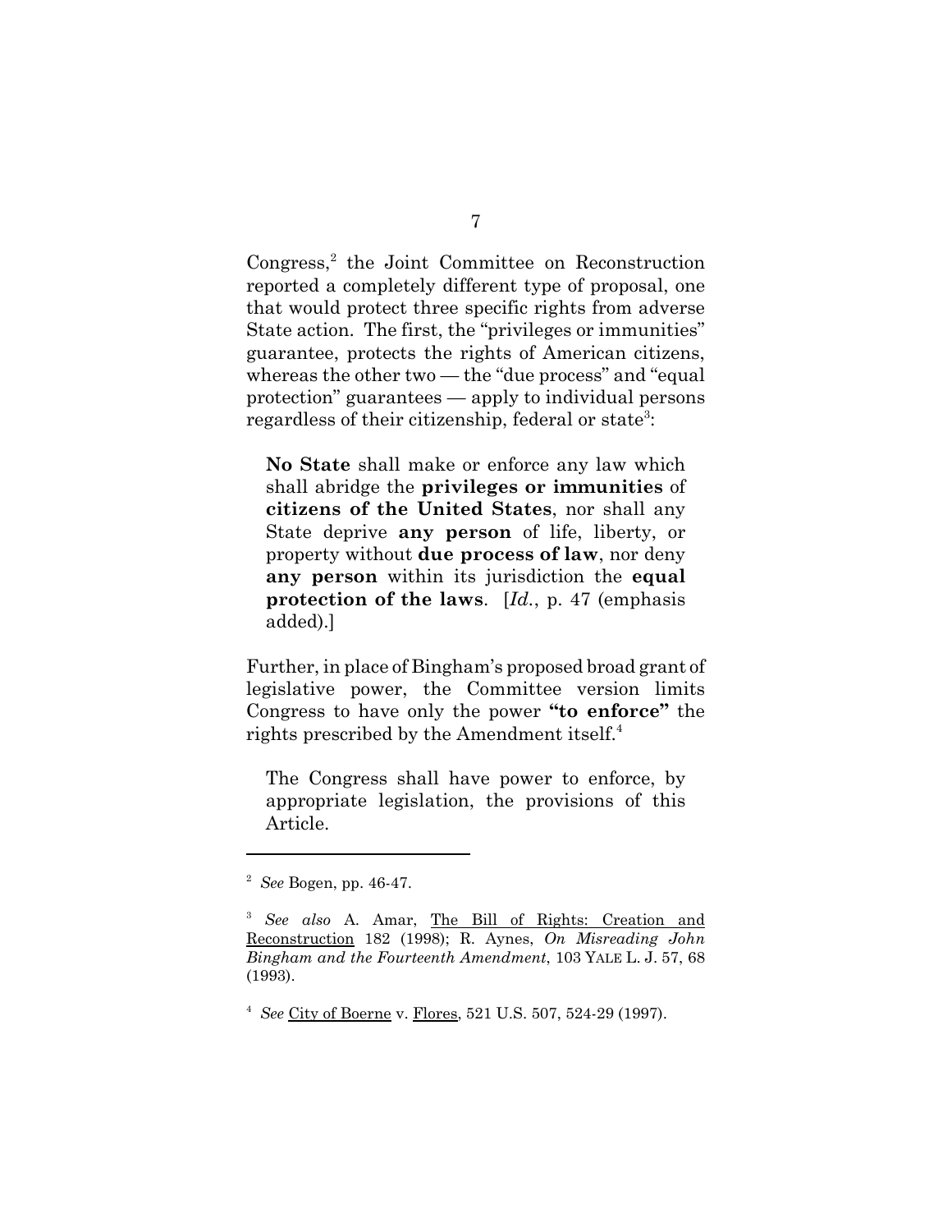Congress,[2] the Joint Committee on Reconstruction reported a completely different type of proposal, one that would protect three specific rights from adverse State action. The first, the "privileges or immunities" guarantee, protects the rights of American citizens, whereas the other two — the "due process" and "equal protection" guarantees — apply to individual persons regardless of their citizenship, federal or state[3]:

> **No State** shall make or enforce any law which shall abridge the **privileges or immunities** of **citizens of the United States**, nor shall any State deprive **any person** of life, liberty, or property without **due process of law**, nor deny **any person** within its jurisdiction the **equal protection of the laws**. [*Id.*, p. 47 (emphasis added).]

Further, in place of Bingham's proposed broad grant of legislative power, the Committee version limits Congress to have only the power **"to enforce"** the rights prescribed by the Amendment itself.[4]

> The Congress shall have power to enforce, by appropriate legislation, the provisions of this Article.

---

[2] *See* Bogen, pp. 46-47.

[3] *See also* A. Amar, The Bill of Rights: Creation and Reconstruction 182 (1998); R. Aynes, *On Misreading John Bingham and the Fourteenth Amendment*, 103 YALE L. J. 57, 68 (1993).

[4] *See* City of Boerne v. Flores, 521 U.S. 507, 524-29 (1997).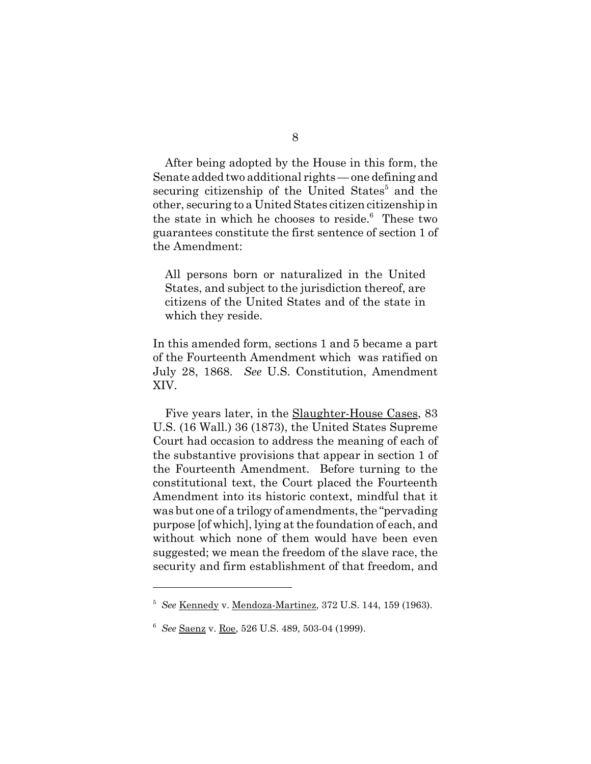After being adopted by the House in this form, the Senate added two additional rights — one defining and securing citizenship of the United States[5] and the other, securing to a United States citizen citizenship in the state in which he chooses to reside.[6] These two guarantees constitute the first sentence of section 1 of the Amendment:

> All persons born or naturalized in the United States, and subject to the jurisdiction thereof, are citizens of the United States and of the state in which they reside.

In this amended form, sections 1 and 5 became a part of the Fourteenth Amendment which was ratified on July 28, 1868. *See* U.S. Constitution, Amendment XIV.

Five years later, in the Slaughter-House Cases, 83 U.S. (16 Wall.) 36 (1873), the United States Supreme Court had occasion to address the meaning of each of the substantive provisions that appear in section 1 of the Fourteenth Amendment. Before turning to the constitutional text, the Court placed the Fourteenth Amendment into its historic context, mindful that it was but one of a trilogy of amendments, the "pervading purpose [of which], lying at the foundation of each, and without which none of them would have been even suggested; we mean the freedom of the slave race, the security and firm establishment of that freedom, and

---

[5] *See* Kennedy v. Mendoza-Martinez, 372 U.S. 144, 159 (1963).

[6] *See* Saenz v. Roe, 526 U.S. 489, 503-04 (1999).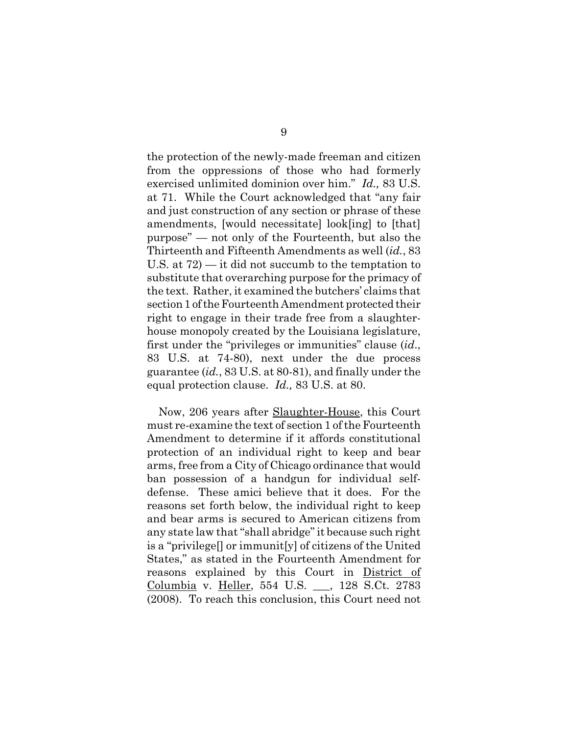the protection of the newly-made freeman and citizen from the oppressions of those who had formerly exercised unlimited dominion over him." *Id.,* 83 U.S. at 71. While the Court acknowledged that "any fair and just construction of any section or phrase of these amendments, [would necessitate] look[ing] to [that] purpose" — not only of the Fourteenth, but also the Thirteenth and Fifteenth Amendments as well (*id.*, 83 U.S. at 72) — it did not succumb to the temptation to substitute that overarching purpose for the primacy of the text. Rather, it examined the butchers' claims that section 1 of the Fourteenth Amendment protected their right to engage in their trade free from a slaughter-house monopoly created by the Louisiana legislature, first under the "privileges or immunities" clause (*id*., 83 U.S. at 74-80), next under the due process guarantee (*id.*, 83 U.S. at 80-81), and finally under the equal protection clause. *Id.,* 83 U.S. at 80.

Now, 206 years after Slaughter-House, this Court must re-examine the text of section 1 of the Fourteenth Amendment to determine if it affords constitutional protection of an individual right to keep and bear arms, free from a City of Chicago ordinance that would ban possession of a handgun for individual self-defense. These amici believe that it does. For the reasons set forth below, the individual right to keep and bear arms is secured to American citizens from any state law that "shall abridge" it because such right is a "privilege[] or immunit[y] of citizens of the United States," as stated in the Fourteenth Amendment for reasons explained by this Court in District of Columbia v. Heller, 554 U.S. ___, 128 S.Ct. 2783 (2008). To reach this conclusion, this Court need not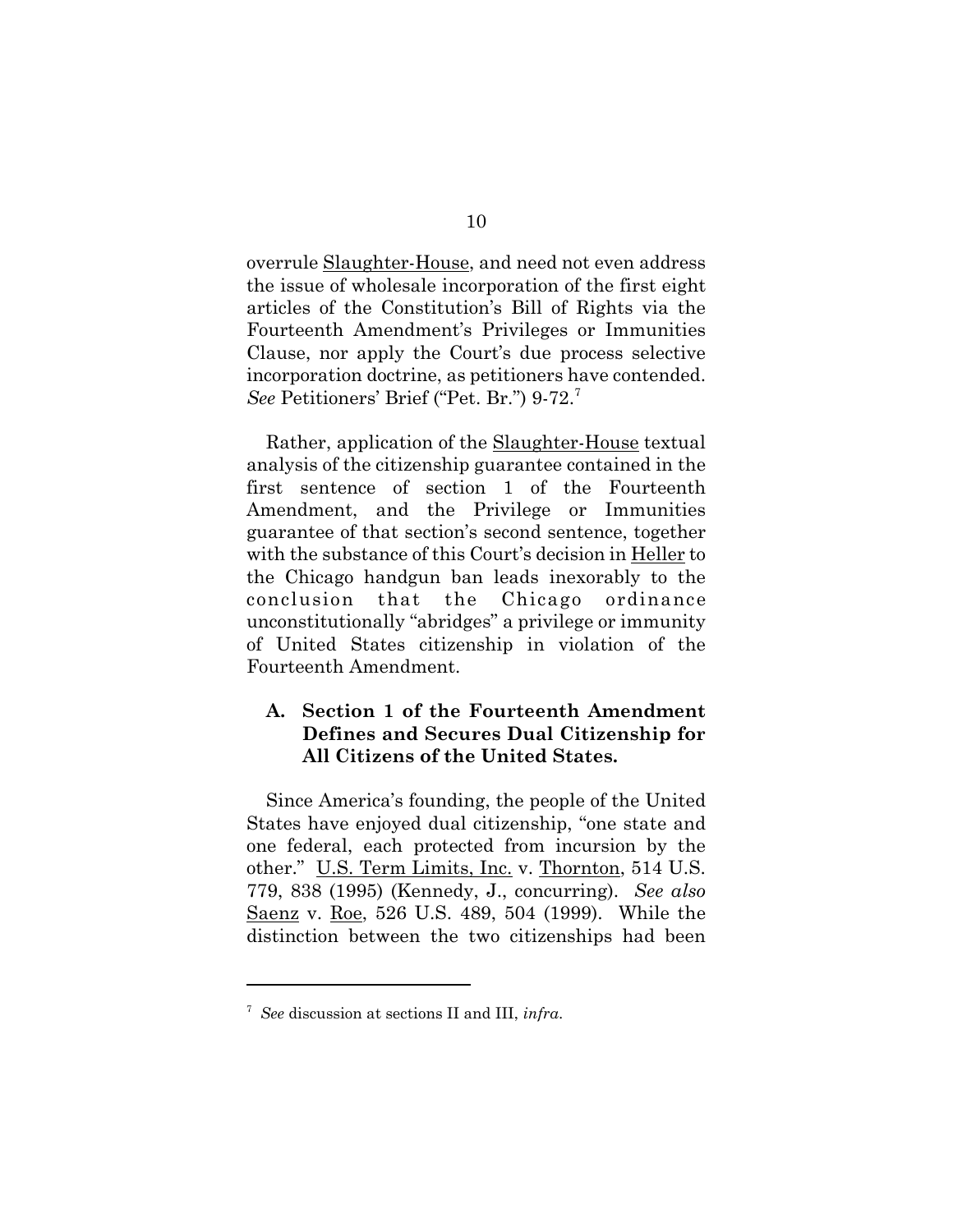overrule Slaughter-House, and need not even address the issue of wholesale incorporation of the first eight articles of the Constitution's Bill of Rights via the Fourteenth Amendment's Privileges or Immunities Clause, nor apply the Court's due process selective incorporation doctrine, as petitioners have contended. *See* Petitioners' Brief ("Pet. Br.") 9-72.[7]

Rather, application of the Slaughter-House textual analysis of the citizenship guarantee contained in the first sentence of section 1 of the Fourteenth Amendment, and the Privilege or Immunities guarantee of that section's second sentence, together with the substance of this Court's decision in Heller to the Chicago handgun ban leads inexorably to the conclusion that the Chicago ordinance unconstitutionally "abridges" a privilege or immunity of United States citizenship in violation of the Fourteenth Amendment.

### A. Section 1 of the Fourteenth Amendment Defines and Secures Dual Citizenship for All Citizens of the United States.

Since America's founding, the people of the United States have enjoyed dual citizenship, "one state and one federal, each protected from incursion by the other." U.S. Term Limits, Inc. v. Thornton, 514 U.S. 779, 838 (1995) (Kennedy, J., concurring). *See also* Saenz v. Roe, 526 U.S. 489, 504 (1999). While the distinction between the two citizenships had been

---

[7] *See* discussion at sections II and III, *infra*.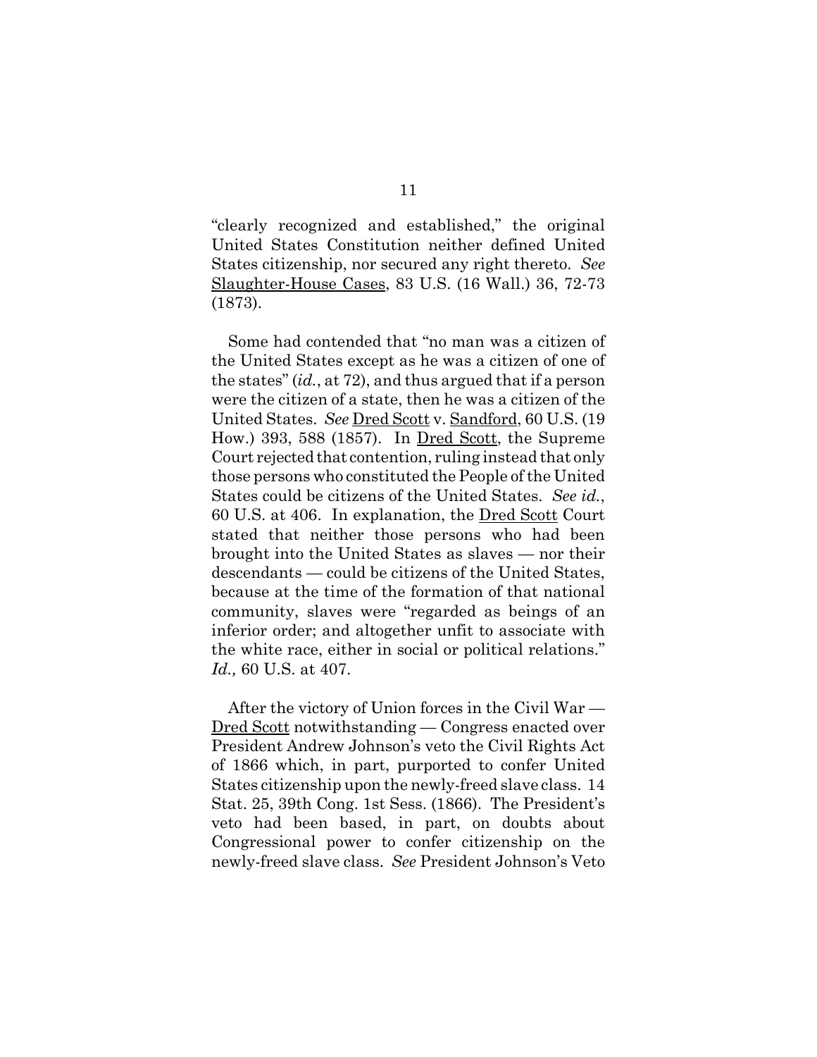"clearly recognized and established," the original United States Constitution neither defined United States citizenship, nor secured any right thereto. *See* Slaughter-House Cases, 83 U.S. (16 Wall.) 36, 72-73 (1873).

Some had contended that "no man was a citizen of the United States except as he was a citizen of one of the states" (*id.*, at 72), and thus argued that if a person were the citizen of a state, then he was a citizen of the United States. *See* Dred Scott v. Sandford, 60 U.S. (19 How.) 393, 588 (1857). In Dred Scott, the Supreme Court rejected that contention, ruling instead that only those persons who constituted the People of the United States could be citizens of the United States. *See id.*, 60 U.S. at 406. In explanation, the Dred Scott Court stated that neither those persons who had been brought into the United States as slaves — nor their descendants — could be citizens of the United States, because at the time of the formation of that national community, slaves were "regarded as beings of an inferior order; and altogether unfit to associate with the white race, either in social or political relations." *Id.,* 60 U.S. at 407.

After the victory of Union forces in the Civil War — Dred Scott notwithstanding — Congress enacted over President Andrew Johnson's veto the Civil Rights Act of 1866 which, in part, purported to confer United States citizenship upon the newly-freed slave class. 14 Stat. 25, 39th Cong. 1st Sess. (1866). The President's veto had been based, in part, on doubts about Congressional power to confer citizenship on the newly-freed slave class. *See* President Johnson's Veto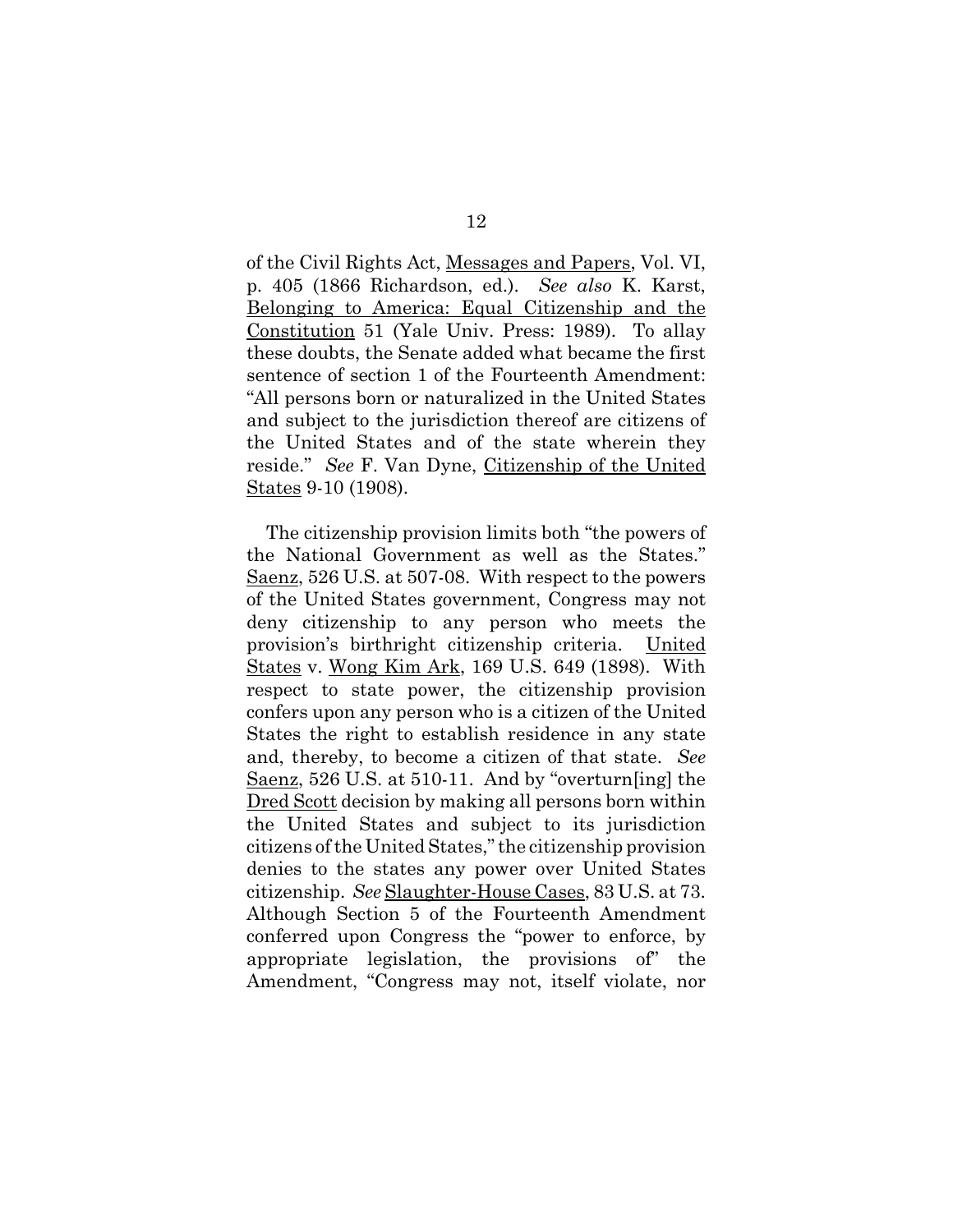of the Civil Rights Act, Messages and Papers, Vol. VI, p. 405 (1866 Richardson, ed.). *See also* K. Karst, Belonging to America: Equal Citizenship and the Constitution 51 (Yale Univ. Press: 1989). To allay these doubts, the Senate added what became the first sentence of section 1 of the Fourteenth Amendment: "All persons born or naturalized in the United States and subject to the jurisdiction thereof are citizens of the United States and of the state wherein they reside." *See* F. Van Dyne, Citizenship of the United States 9-10 (1908).

The citizenship provision limits both "the powers of the National Government as well as the States." Saenz, 526 U.S. at 507-08. With respect to the powers of the United States government, Congress may not deny citizenship to any person who meets the provision's birthright citizenship criteria. United States v. Wong Kim Ark, 169 U.S. 649 (1898). With respect to state power, the citizenship provision confers upon any person who is a citizen of the United States the right to establish residence in any state and, thereby, to become a citizen of that state. *See* Saenz, 526 U.S. at 510-11. And by "overturn[ing] the Dred Scott decision by making all persons born within the United States and subject to its jurisdiction citizens of the United States," the citizenship provision denies to the states any power over United States citizenship. *See* Slaughter-House Cases, 83 U.S. at 73. Although Section 5 of the Fourteenth Amendment conferred upon Congress the "power to enforce, by appropriate legislation, the provisions of" the Amendment, "Congress may not, itself violate, nor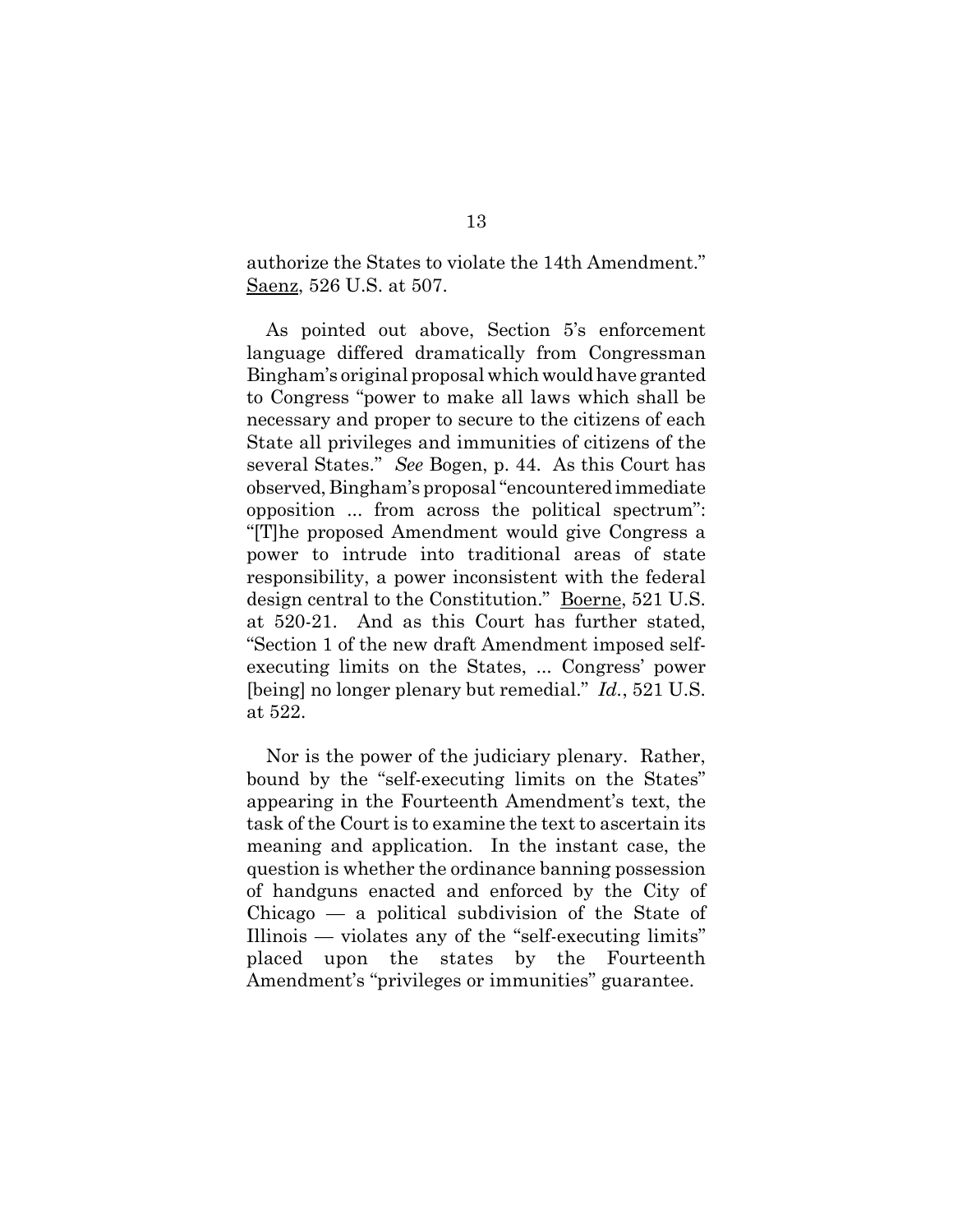authorize the States to violate the 14th Amendment." Saenz, 526 U.S. at 507.

As pointed out above, Section 5's enforcement language differed dramatically from Congressman Bingham's original proposal which would have granted to Congress "power to make all laws which shall be necessary and proper to secure to the citizens of each State all privileges and immunities of citizens of the several States." *See* Bogen, p. 44. As this Court has observed, Bingham's proposal "encountered immediate opposition ... from across the political spectrum": "[T]he proposed Amendment would give Congress a power to intrude into traditional areas of state responsibility, a power inconsistent with the federal design central to the Constitution." Boerne, 521 U.S. at 520-21. And as this Court has further stated, "Section 1 of the new draft Amendment imposed self-executing limits on the States, ... Congress' power [being] no longer plenary but remedial." *Id.*, 521 U.S. at 522.

Nor is the power of the judiciary plenary. Rather, bound by the "self-executing limits on the States" appearing in the Fourteenth Amendment's text, the task of the Court is to examine the text to ascertain its meaning and application. In the instant case, the question is whether the ordinance banning possession of handguns enacted and enforced by the City of Chicago — a political subdivision of the State of Illinois — violates any of the "self-executing limits" placed upon the states by the Fourteenth Amendment's "privileges or immunities" guarantee.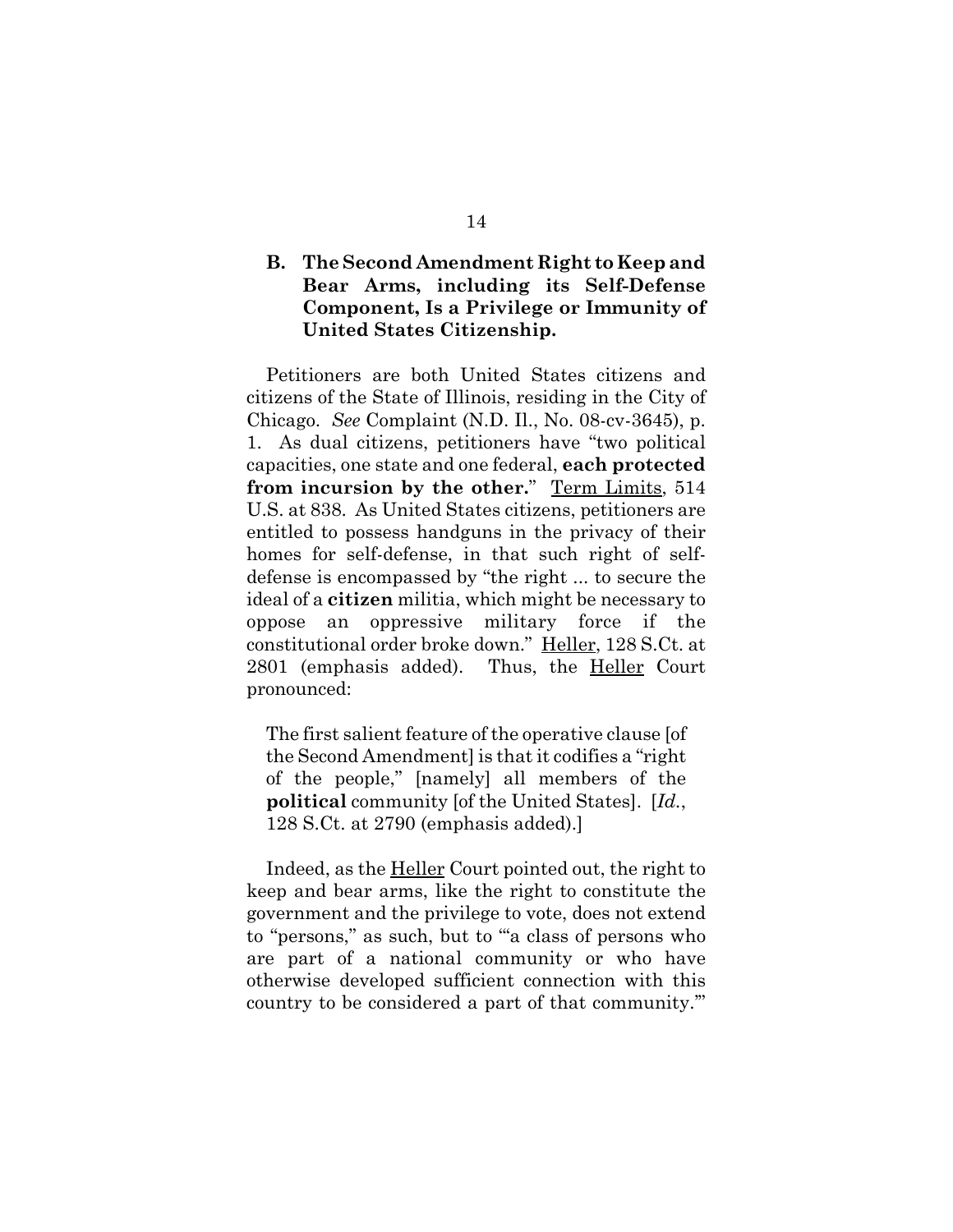### B. The Second Amendment Right to Keep and Bear Arms, including its Self-Defense Component, Is a Privilege or Immunity of United States Citizenship.

Petitioners are both United States citizens and citizens of the State of Illinois, residing in the City of Chicago. *See* Complaint (N.D. Il., No. 08-cv-3645), p. 1. As dual citizens, petitioners have "two political capacities, one state and one federal, **each protected from incursion by the other.**" Term Limits, 514 U.S. at 838. As United States citizens, petitioners are entitled to possess handguns in the privacy of their homes for self-defense, in that such right of self-defense is encompassed by "the right ... to secure the ideal of a **citizen** militia, which might be necessary to oppose an oppressive military force if the constitutional order broke down." Heller, 128 S.Ct. at 2801 (emphasis added). Thus, the Heller Court pronounced:

> The first salient feature of the operative clause [of the Second Amendment] is that it codifies a "right of the people," [namely] all members of the **political** community [of the United States]. [*Id.*, 128 S.Ct. at 2790 (emphasis added).]

Indeed, as the Heller Court pointed out, the right to keep and bear arms, like the right to constitute the government and the privilege to vote, does not extend to "persons," as such, but to "'a class of persons who are part of a national community or who have otherwise developed sufficient connection with this country to be considered a part of that community.'"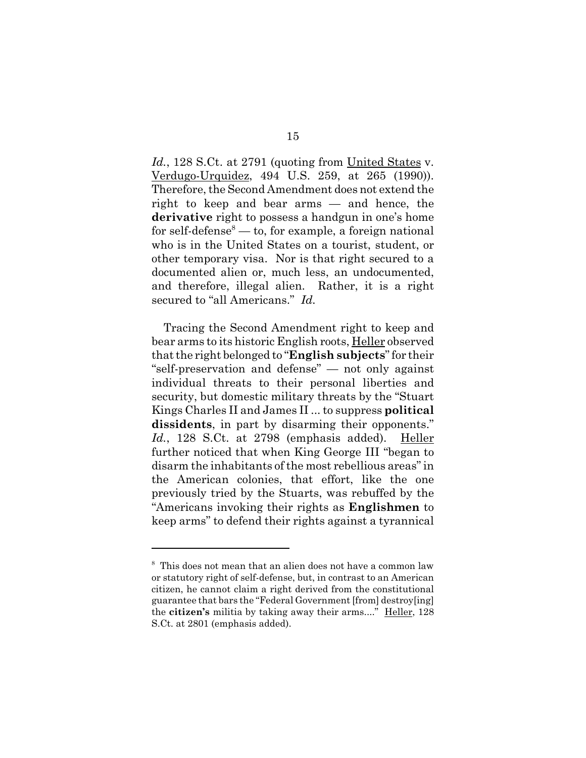*Id.*, 128 S.Ct. at 2791 (quoting from United States v. Verdugo-Urquidez, 494 U.S. 259, at 265 (1990)). Therefore, the Second Amendment does not extend the right to keep and bear arms — and hence, the **derivative** right to possess a handgun in one's home for self-defense[8] — to, for example, a foreign national who is in the United States on a tourist, student, or other temporary visa. Nor is that right secured to a documented alien or, much less, an undocumented, and therefore, illegal alien. Rather, it is a right secured to "all Americans." *Id.*

Tracing the Second Amendment right to keep and bear arms to its historic English roots, Heller observed that the right belonged to "**English subjects**" for their "self-preservation and defense" — not only against individual threats to their personal liberties and security, but domestic military threats by the "Stuart Kings Charles II and James II ... to suppress **political dissidents**, in part by disarming their opponents." *Id.*, 128 S.Ct. at 2798 (emphasis added). Heller further noticed that when King George III "began to disarm the inhabitants of the most rebellious areas" in the American colonies, that effort, like the one previously tried by the Stuarts, was rebuffed by the "Americans invoking their rights as **Englishmen** to keep arms" to defend their rights against a tyrannical

---

[8] This does not mean that an alien does not have a common law or statutory right of self-defense, but, in contrast to an American citizen, he cannot claim a right derived from the constitutional guarantee that bars the "Federal Government [from] destroy[ing] the **citizen's** militia by taking away their arms...." Heller, 128 S.Ct. at 2801 (emphasis added).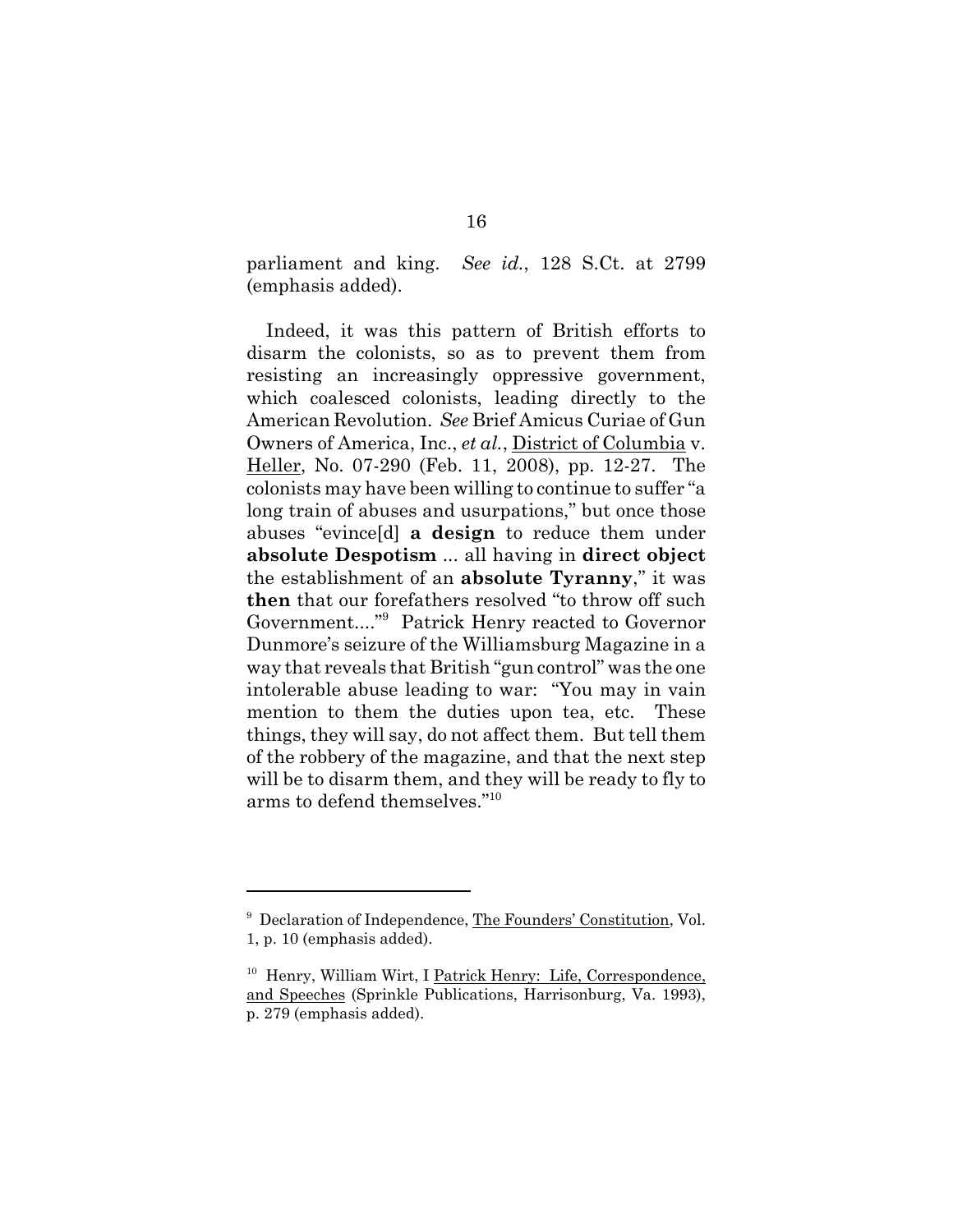parliament and king. *See id.*, 128 S.Ct. at 2799 (emphasis added).

Indeed, it was this pattern of British efforts to disarm the colonists, so as to prevent them from resisting an increasingly oppressive government, which coalesced colonists, leading directly to the American Revolution. *See* Brief Amicus Curiae of Gun Owners of America, Inc., *et al.*, District of Columbia v. Heller, No. 07-290 (Feb. 11, 2008), pp. 12-27. The colonists may have been willing to continue to suffer "a long train of abuses and usurpations," but once those abuses "evince[d] **a design** to reduce them under **absolute Despotism** ... all having in **direct object** the establishment of an **absolute Tyranny**," it was **then** that our forefathers resolved "to throw off such Government...."[9] Patrick Henry reacted to Governor Dunmore's seizure of the Williamsburg Magazine in a way that reveals that British "gun control" was the one intolerable abuse leading to war: "You may in vain mention to them the duties upon tea, etc. These things, they will say, do not affect them. But tell them of the robbery of the magazine, and that the next step will be to disarm them, and they will be ready to fly to arms to defend themselves."[10]

---

[9] Declaration of Independence, The Founders' Constitution, Vol. 1, p. 10 (emphasis added).

[10] Henry, William Wirt, I Patrick Henry: Life, Correspondence, and Speeches (Sprinkle Publications, Harrisonburg, Va. 1993), p. 279 (emphasis added).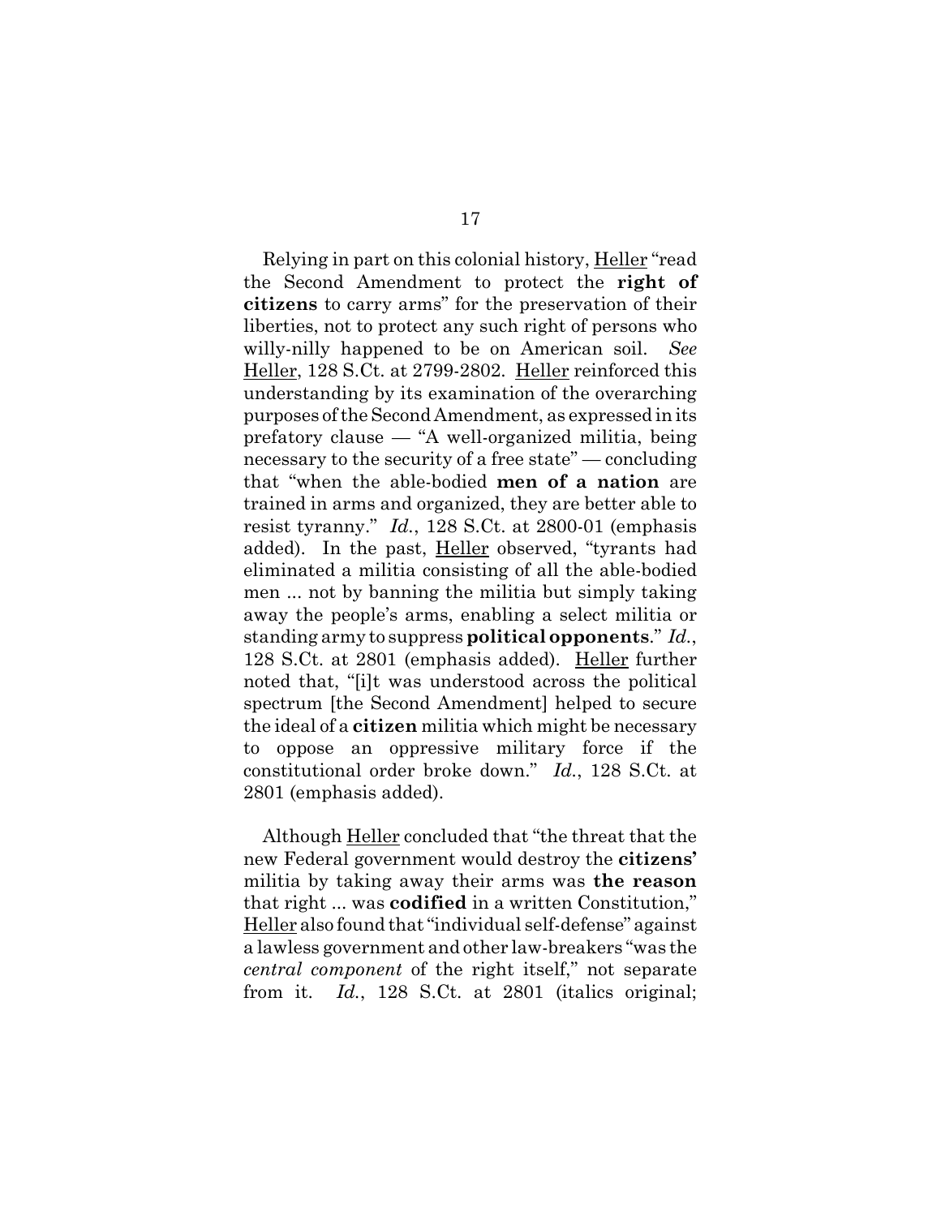Relying in part on this colonial history, Heller "read the Second Amendment to protect the **right of citizens** to carry arms" for the preservation of their liberties, not to protect any such right of persons who willy-nilly happened to be on American soil. *See* Heller, 128 S.Ct. at 2799-2802. Heller reinforced this understanding by its examination of the overarching purposes of the Second Amendment, as expressed in its prefatory clause — "A well-organized militia, being necessary to the security of a free state" — concluding that "when the able-bodied **men of a nation** are trained in arms and organized, they are better able to resist tyranny." *Id.*, 128 S.Ct. at 2800-01 (emphasis added). In the past, Heller observed, "tyrants had eliminated a militia consisting of all the able-bodied men ... not by banning the militia but simply taking away the people's arms, enabling a select militia or standing army to suppress **political opponents**." *Id.*, 128 S.Ct. at 2801 (emphasis added). Heller further noted that, "[i]t was understood across the political spectrum [the Second Amendment] helped to secure the ideal of a **citizen** militia which might be necessary to oppose an oppressive military force if the constitutional order broke down." *Id.*, 128 S.Ct. at 2801 (emphasis added).

Although Heller concluded that "the threat that the new Federal government would destroy the **citizens'** militia by taking away their arms was **the reason** that right ... was **codified** in a written Constitution," Heller also found that "individual self-defense" against a lawless government and other law-breakers "was the *central component* of the right itself," not separate from it. *Id.*, 128 S.Ct. at 2801 (italics original;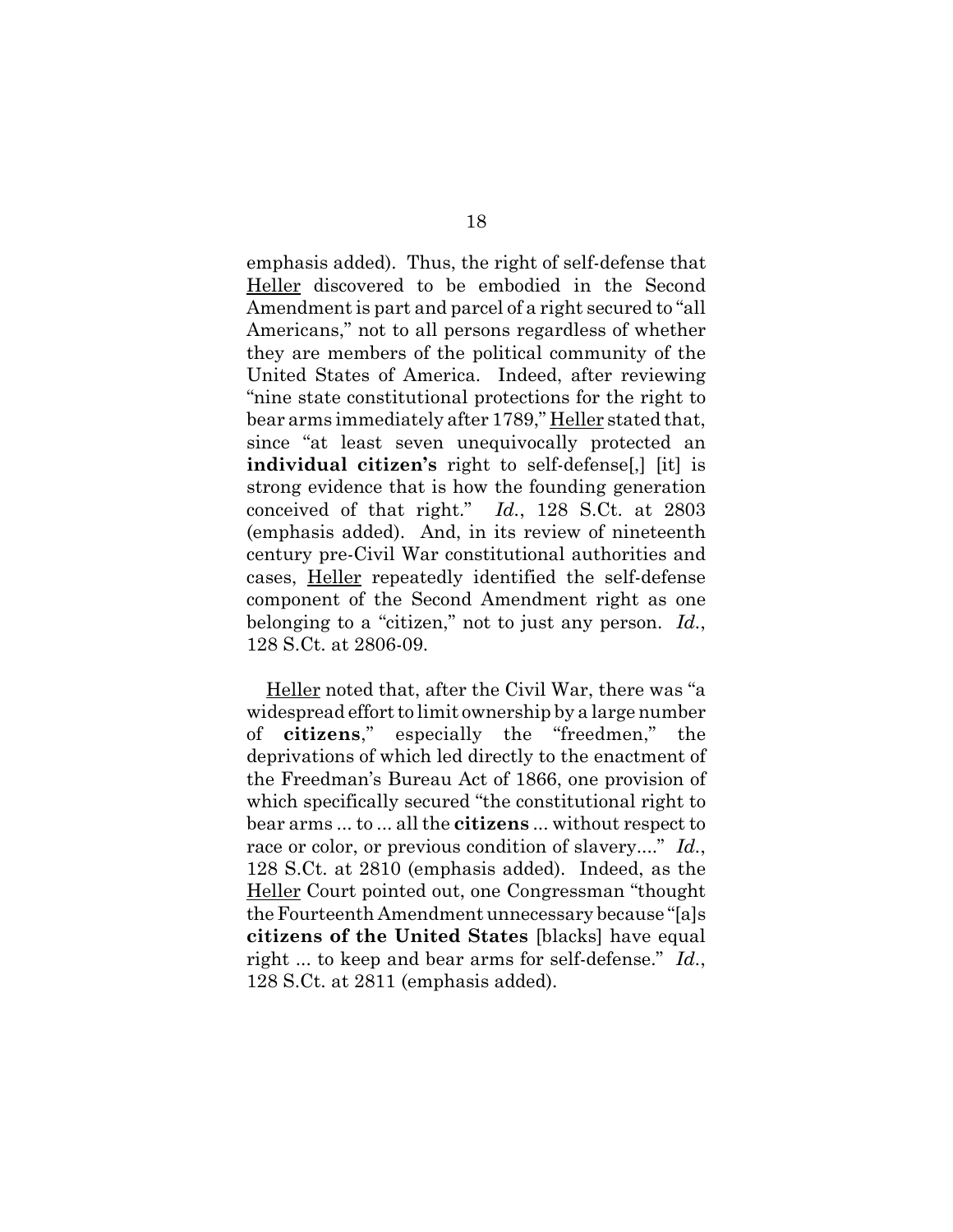emphasis added). Thus, the right of self-defense that Heller discovered to be embodied in the Second Amendment is part and parcel of a right secured to "all Americans," not to all persons regardless of whether they are members of the political community of the United States of America. Indeed, after reviewing "nine state constitutional protections for the right to bear arms immediately after 1789," Heller stated that, since "at least seven unequivocally protected an **individual citizen's** right to self-defense[,] [it] is strong evidence that is how the founding generation conceived of that right." *Id.*, 128 S.Ct. at 2803 (emphasis added). And, in its review of nineteenth century pre-Civil War constitutional authorities and cases, Heller repeatedly identified the self-defense component of the Second Amendment right as one belonging to a "citizen," not to just any person. *Id.*, 128 S.Ct. at 2806-09.

Heller noted that, after the Civil War, there was "a widespread effort to limit ownership by a large number of **citizens**," especially the "freedmen," the deprivations of which led directly to the enactment of the Freedman's Bureau Act of 1866, one provision of which specifically secured "the constitutional right to bear arms ... to ... all the **citizens** ... without respect to race or color, or previous condition of slavery...." *Id.*, 128 S.Ct. at 2810 (emphasis added). Indeed, as the Heller Court pointed out, one Congressman "thought the Fourteenth Amendment unnecessary because "[a]s **citizens of the United States** [blacks] have equal right ... to keep and bear arms for self-defense." *Id.*, 128 S.Ct. at 2811 (emphasis added).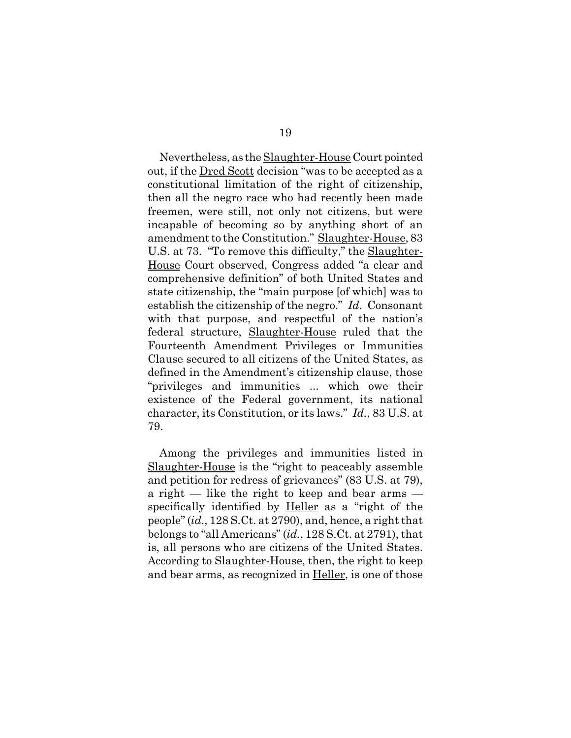Nevertheless, as the Slaughter-House Court pointed out, if the Dred Scott decision "was to be accepted as a constitutional limitation of the right of citizenship, then all the negro race who had recently been made freemen, were still, not only not citizens, but were incapable of becoming so by anything short of an amendment to the Constitution." Slaughter-House, 83 U.S. at 73. "To remove this difficulty," the Slaughter-House Court observed, Congress added "a clear and comprehensive definition" of both United States and state citizenship, the "main purpose [of which] was to establish the citizenship of the negro." *Id.* Consonant with that purpose, and respectful of the nation's federal structure, Slaughter-House ruled that the Fourteenth Amendment Privileges or Immunities Clause secured to all citizens of the United States, as defined in the Amendment's citizenship clause, those "privileges and immunities ... which owe their existence of the Federal government, its national character, its Constitution, or its laws." *Id.*, 83 U.S. at 79.

Among the privileges and immunities listed in Slaughter-House is the "right to peaceably assemble and petition for redress of grievances" (83 U.S. at 79), a right — like the right to keep and bear arms — specifically identified by Heller as a "right of the people" (*id.*, 128 S.Ct. at 2790), and, hence, a right that belongs to "all Americans" (*id.*, 128 S.Ct. at 2791), that is, all persons who are citizens of the United States. According to Slaughter-House, then, the right to keep and bear arms, as recognized in Heller, is one of those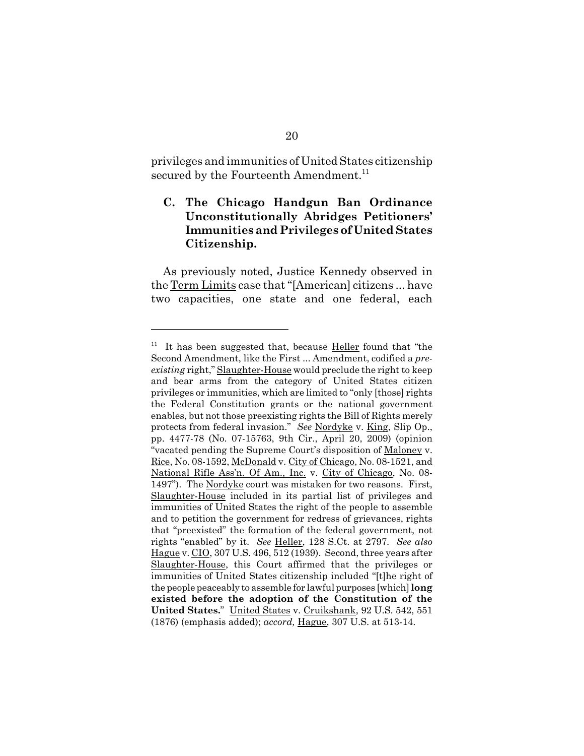privileges and immunities of United States citizenship secured by the Fourteenth Amendment.[11]

### C. The Chicago Handgun Ban Ordinance Unconstitutionally Abridges Petitioners' Immunities and Privileges of United States Citizenship.

As previously noted, Justice Kennedy observed in the Term Limits case that "[American] citizens ... have two capacities, one state and one federal, each

---

[11] It has been suggested that, because Heller found that "the Second Amendment, like the First ... Amendment, codified a *pre-existing* right," Slaughter-House would preclude the right to keep and bear arms from the category of United States citizen privileges or immunities, which are limited to "only [those] rights the Federal Constitution grants or the national government enables, but not those preexisting rights the Bill of Rights merely protects from federal invasion." *See* Nordyke v. King, Slip Op., pp. 4477-78 (No. 07-15763, 9th Cir., April 20, 2009) (opinion "vacated pending the Supreme Court's disposition of Maloney v. Rice, No. 08-1592, McDonald v. City of Chicago, No. 08-1521, and National Rifle Ass'n. Of Am., Inc. v. City of Chicago, No. 08-1497"). The Nordyke court was mistaken for two reasons. First, Slaughter-House included in its partial list of privileges and immunities of United States the right of the people to assemble and to petition the government for redress of grievances, rights that "preexisted" the formation of the federal government, not rights "enabled" by it. *See* Heller, 128 S.Ct. at 2797. *See also* Hague v. CIO, 307 U.S. 496, 512 (1939). Second, three years after Slaughter-House, this Court affirmed that the privileges or immunities of United States citizenship included "[t]he right of the people peaceably to assemble for lawful purposes [which] **long existed before the adoption of the Constitution of the United States.**" United States v. Cruikshank, 92 U.S. 542, 551 (1876) (emphasis added); *accord,* Hague, 307 U.S. at 513-14.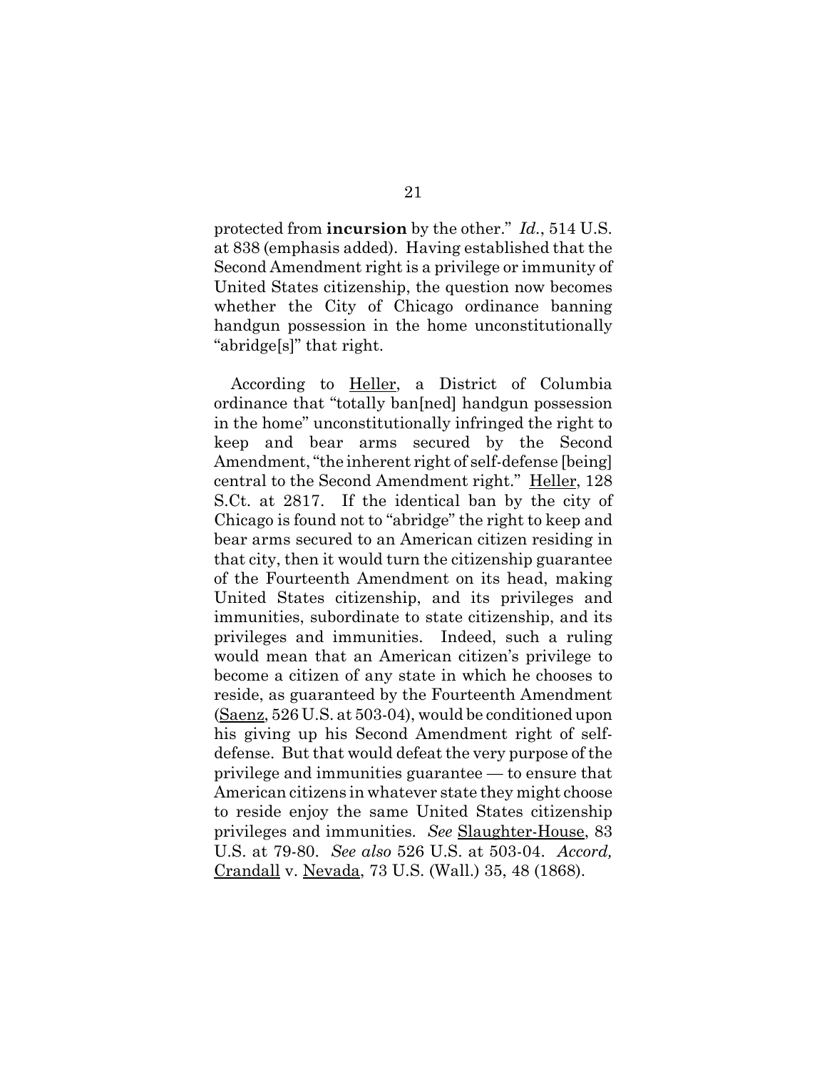protected from **incursion** by the other." *Id.*, 514 U.S. at 838 (emphasis added). Having established that the Second Amendment right is a privilege or immunity of United States citizenship, the question now becomes whether the City of Chicago ordinance banning handgun possession in the home unconstitutionally "abridge[s]" that right.

According to Heller, a District of Columbia ordinance that "totally ban[ned] handgun possession in the home" unconstitutionally infringed the right to keep and bear arms secured by the Second Amendment, "the inherent right of self-defense [being] central to the Second Amendment right." Heller, 128 S.Ct. at 2817. If the identical ban by the city of Chicago is found not to "abridge" the right to keep and bear arms secured to an American citizen residing in that city, then it would turn the citizenship guarantee of the Fourteenth Amendment on its head, making United States citizenship, and its privileges and immunities, subordinate to state citizenship, and its privileges and immunities. Indeed, such a ruling would mean that an American citizen's privilege to become a citizen of any state in which he chooses to reside, as guaranteed by the Fourteenth Amendment (Saenz, 526 U.S. at 503-04), would be conditioned upon his giving up his Second Amendment right of self-defense. But that would defeat the very purpose of the privilege and immunities guarantee — to ensure that American citizens in whatever state they might choose to reside enjoy the same United States citizenship privileges and immunities. *See* Slaughter-House, 83 U.S. at 79-80. *See also* 526 U.S. at 503-04. *Accord,* Crandall v. Nevada, 73 U.S. (Wall.) 35, 48 (1868).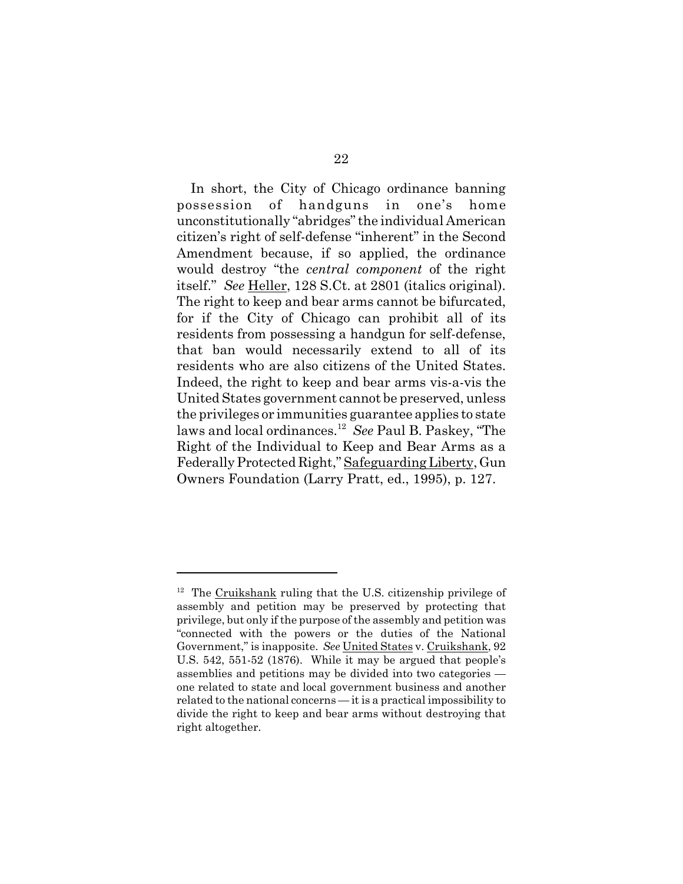In short, the City of Chicago ordinance banning possession of handguns in one's home unconstitutionally "abridges" the individual American citizen's right of self-defense "inherent" in the Second Amendment because, if so applied, the ordinance would destroy "the *central component* of the right itself." *See* Heller, 128 S.Ct. at 2801 (italics original). The right to keep and bear arms cannot be bifurcated, for if the City of Chicago can prohibit all of its residents from possessing a handgun for self-defense, that ban would necessarily extend to all of its residents who are also citizens of the United States. Indeed, the right to keep and bear arms vis-a-vis the United States government cannot be preserved, unless the privileges or immunities guarantee applies to state laws and local ordinances.[12] *See* Paul B. Paskey, "The Right of the Individual to Keep and Bear Arms as a Federally Protected Right," Safeguarding Liberty, Gun Owners Foundation (Larry Pratt, ed., 1995), p. 127.

---

[12] The Cruikshank ruling that the U.S. citizenship privilege of assembly and petition may be preserved by protecting that privilege, but only if the purpose of the assembly and petition was "connected with the powers or the duties of the National Government," is inapposite. *See* United States v. Cruikshank, 92 U.S. 542, 551-52 (1876). While it may be argued that people's assemblies and petitions may be divided into two categories — one related to state and local government business and another related to the national concerns — it is a practical impossibility to divide the right to keep and bear arms without destroying that right altogether.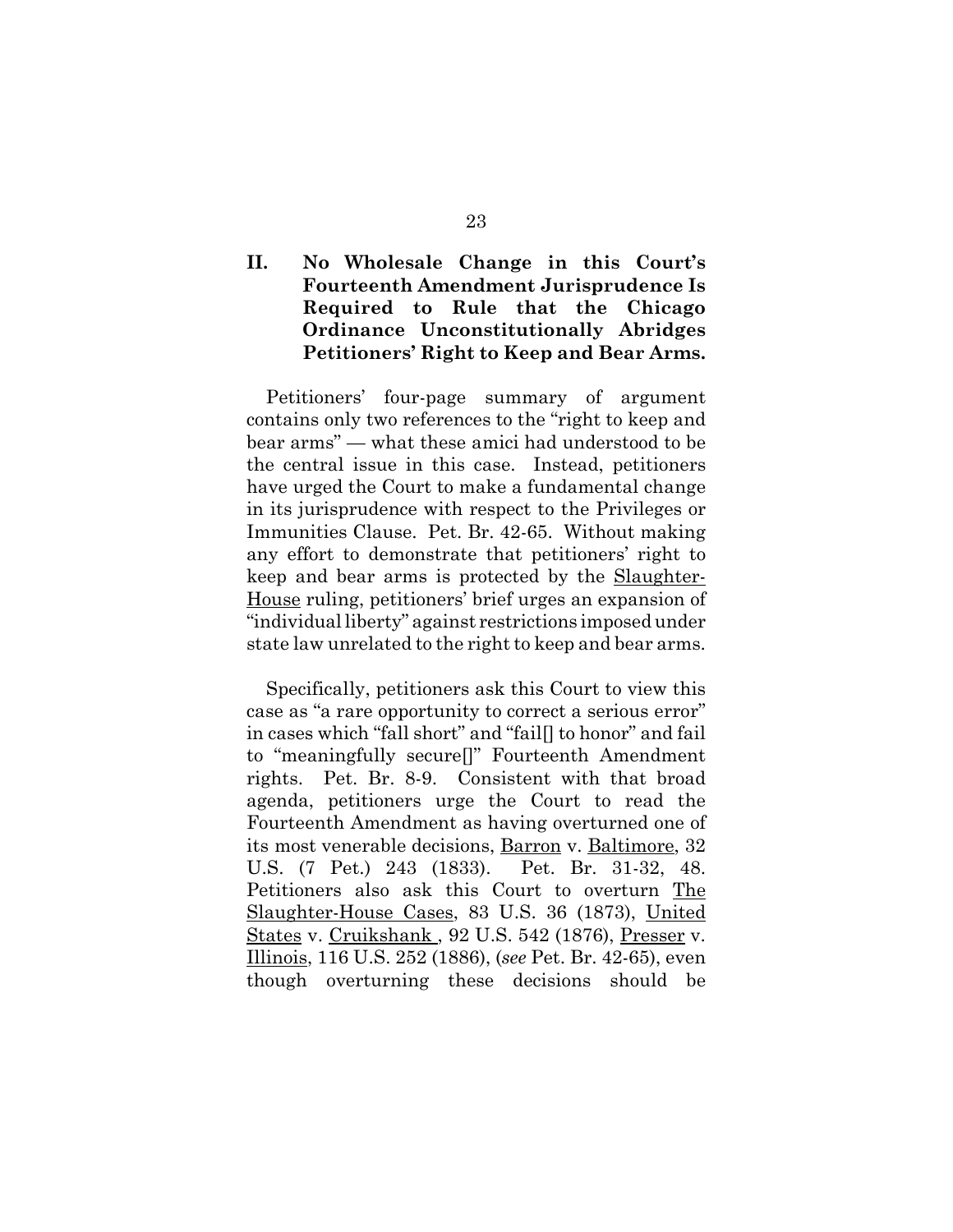## II. No Wholesale Change in this Court's Fourteenth Amendment Jurisprudence Is Required to Rule that the Chicago Ordinance Unconstitutionally Abridges Petitioners' Right to Keep and Bear Arms.

Petitioners' four-page summary of argument contains only two references to the "right to keep and bear arms" — what these amici had understood to be the central issue in this case. Instead, petitioners have urged the Court to make a fundamental change in its jurisprudence with respect to the Privileges or Immunities Clause. Pet. Br. 42-65. Without making any effort to demonstrate that petitioners' right to keep and bear arms is protected by the Slaughter-House ruling, petitioners' brief urges an expansion of "individual liberty" against restrictions imposed under state law unrelated to the right to keep and bear arms.

Specifically, petitioners ask this Court to view this case as "a rare opportunity to correct a serious error" in cases which "fall short" and "fail[] to honor" and fail to "meaningfully secure[]" Fourteenth Amendment rights. Pet. Br. 8-9. Consistent with that broad agenda, petitioners urge the Court to read the Fourteenth Amendment as having overturned one of its most venerable decisions, Barron v. Baltimore, 32 U.S. (7 Pet.) 243 (1833). Pet. Br. 31-32, 48. Petitioners also ask this Court to overturn The Slaughter-House Cases, 83 U.S. 36 (1873), United States v. Cruikshank , 92 U.S. 542 (1876), Presser v. Illinois, 116 U.S. 252 (1886), (*see* Pet. Br. 42-65), even though overturning these decisions should be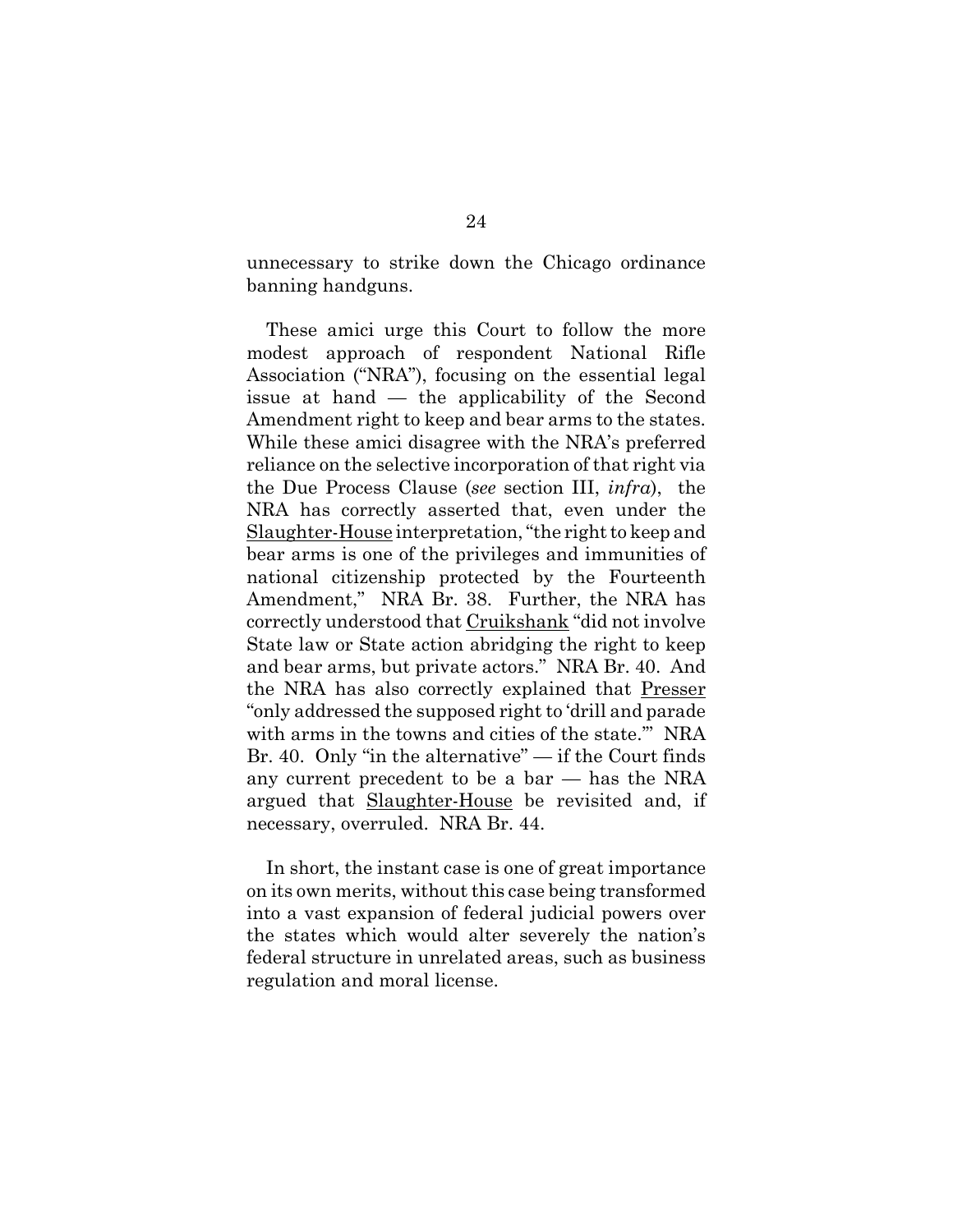unnecessary to strike down the Chicago ordinance banning handguns.

These amici urge this Court to follow the more modest approach of respondent National Rifle Association ("NRA"), focusing on the essential legal issue at hand — the applicability of the Second Amendment right to keep and bear arms to the states. While these amici disagree with the NRA's preferred reliance on the selective incorporation of that right via the Due Process Clause (*see* section III, *infra*), the NRA has correctly asserted that, even under the Slaughter-House interpretation, "the right to keep and bear arms is one of the privileges and immunities of national citizenship protected by the Fourteenth Amendment," NRA Br. 38. Further, the NRA has correctly understood that Cruikshank "did not involve State law or State action abridging the right to keep and bear arms, but private actors." NRA Br. 40. And the NRA has also correctly explained that Presser "only addressed the supposed right to 'drill and parade with arms in the towns and cities of the state.'" NRA Br. 40. Only "in the alternative" — if the Court finds any current precedent to be a bar — has the NRA argued that Slaughter-House be revisited and, if necessary, overruled. NRA Br. 44.

In short, the instant case is one of great importance on its own merits, without this case being transformed into a vast expansion of federal judicial powers over the states which would alter severely the nation's federal structure in unrelated areas, such as business regulation and moral license.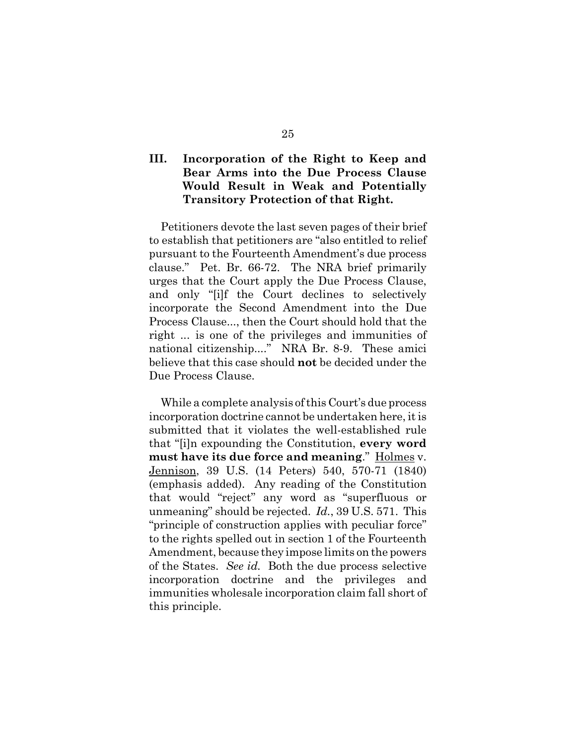## III. Incorporation of the Right to Keep and Bear Arms into the Due Process Clause Would Result in Weak and Potentially Transitory Protection of that Right.

Petitioners devote the last seven pages of their brief to establish that petitioners are "also entitled to relief pursuant to the Fourteenth Amendment's due process clause." Pet. Br. 66-72. The NRA brief primarily urges that the Court apply the Due Process Clause, and only "[i]f the Court declines to selectively incorporate the Second Amendment into the Due Process Clause..., then the Court should hold that the right ... is one of the privileges and immunities of national citizenship...." NRA Br. 8-9. These amici believe that this case should **not** be decided under the Due Process Clause.

While a complete analysis of this Court's due process incorporation doctrine cannot be undertaken here, it is submitted that it violates the well-established rule that "[i]n expounding the Constitution, **every word must have its due force and meaning**." Holmes v. Jennison, 39 U.S. (14 Peters) 540, 570-71 (1840) (emphasis added). Any reading of the Constitution that would "reject" any word as "superfluous or unmeaning" should be rejected. *Id.*, 39 U.S. 571. This "principle of construction applies with peculiar force" to the rights spelled out in section 1 of the Fourteenth Amendment, because they impose limits on the powers of the States. *See id.* Both the due process selective incorporation doctrine and the privileges and immunities wholesale incorporation claim fall short of this principle.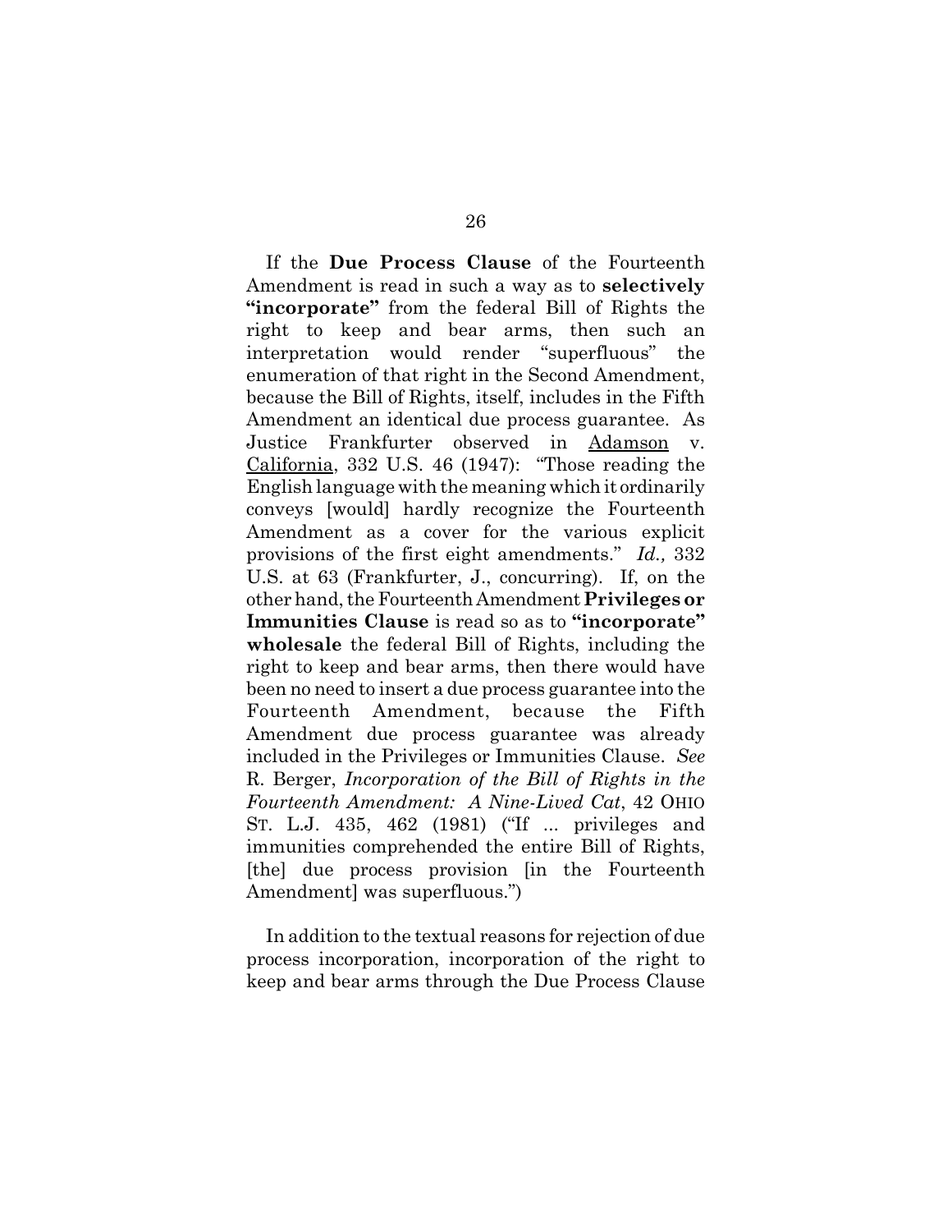If the **Due Process Clause** of the Fourteenth Amendment is read in such a way as to **selectively "incorporate"** from the federal Bill of Rights the right to keep and bear arms, then such an interpretation would render "superfluous" the enumeration of that right in the Second Amendment, because the Bill of Rights, itself, includes in the Fifth Amendment an identical due process guarantee. As Justice Frankfurter observed in Adamson v. California, 332 U.S. 46 (1947): "Those reading the English language with the meaning which it ordinarily conveys [would] hardly recognize the Fourteenth Amendment as a cover for the various explicit provisions of the first eight amendments." *Id.,* 332 U.S. at 63 (Frankfurter, J., concurring). If, on the other hand, the Fourteenth Amendment **Privileges or Immunities Clause** is read so as to **"incorporate" wholesale** the federal Bill of Rights, including the right to keep and bear arms, then there would have been no need to insert a due process guarantee into the Fourteenth Amendment, because the Fifth Amendment due process guarantee was already included in the Privileges or Immunities Clause. *See* R. Berger, *Incorporation of the Bill of Rights in the Fourteenth Amendment: A Nine-Lived Cat*, 42 OHIO ST. L.J. 435, 462 (1981) ("If ... privileges and immunities comprehended the entire Bill of Rights, [the] due process provision [in the Fourteenth Amendment] was superfluous.")

In addition to the textual reasons for rejection of due process incorporation, incorporation of the right to keep and bear arms through the Due Process Clause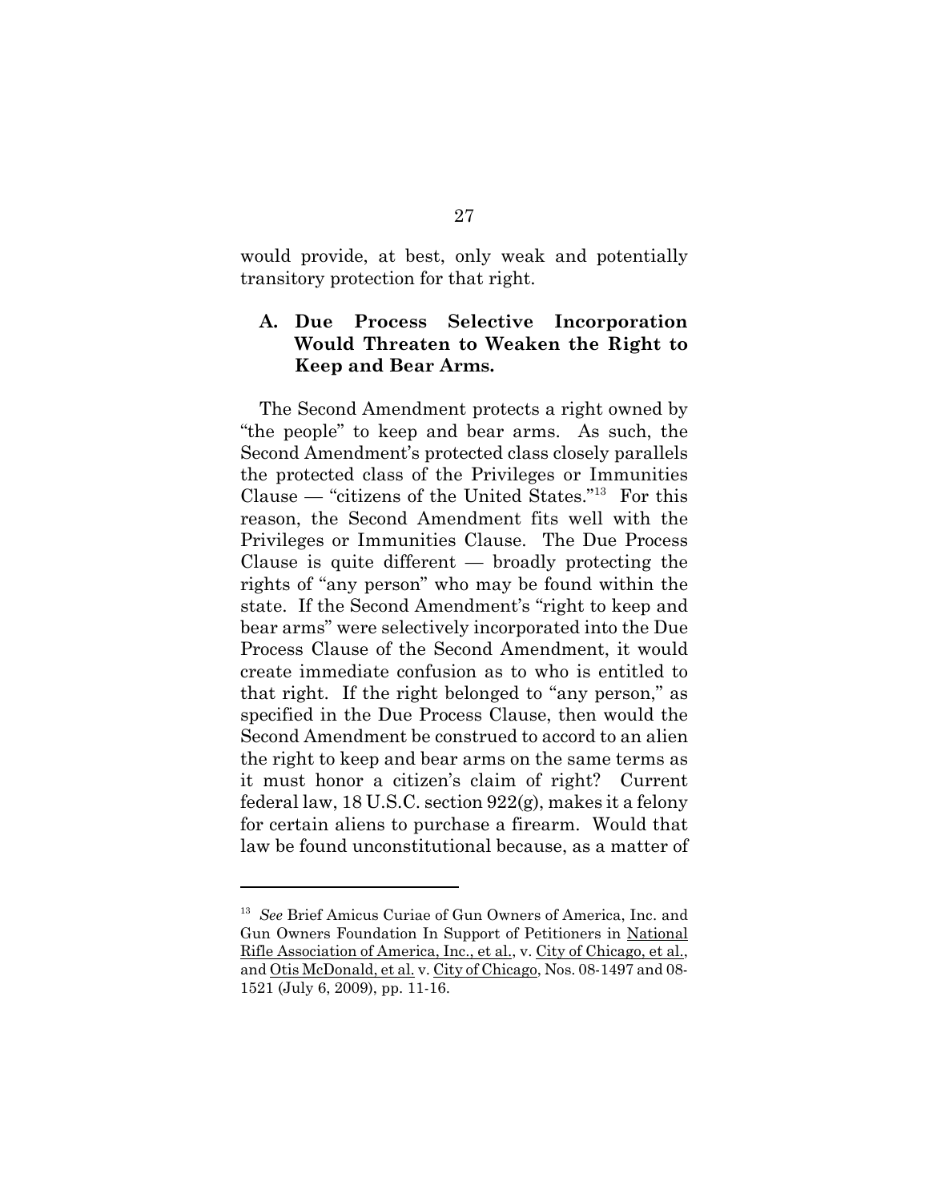would provide, at best, only weak and potentially transitory protection for that right.

### A. Due Process Selective Incorporation Would Threaten to Weaken the Right to Keep and Bear Arms.

The Second Amendment protects a right owned by "the people" to keep and bear arms. As such, the Second Amendment's protected class closely parallels the protected class of the Privileges or Immunities Clause — "citizens of the United States."[13] For this reason, the Second Amendment fits well with the Privileges or Immunities Clause. The Due Process Clause is quite different — broadly protecting the rights of "any person" who may be found within the state. If the Second Amendment's "right to keep and bear arms" were selectively incorporated into the Due Process Clause of the Second Amendment, it would create immediate confusion as to who is entitled to that right. If the right belonged to "any person," as specified in the Due Process Clause, then would the Second Amendment be construed to accord to an alien the right to keep and bear arms on the same terms as it must honor a citizen's claim of right? Current federal law, 18 U.S.C. section 922(g), makes it a felony for certain aliens to purchase a firearm. Would that law be found unconstitutional because, as a matter of

---

[13] *See* Brief Amicus Curiae of Gun Owners of America, Inc. and Gun Owners Foundation In Support of Petitioners in National Rifle Association of America, Inc., et al., v. City of Chicago, et al., and Otis McDonald, et al. v. City of Chicago, Nos. 08-1497 and 08-1521 (July 6, 2009), pp. 11-16.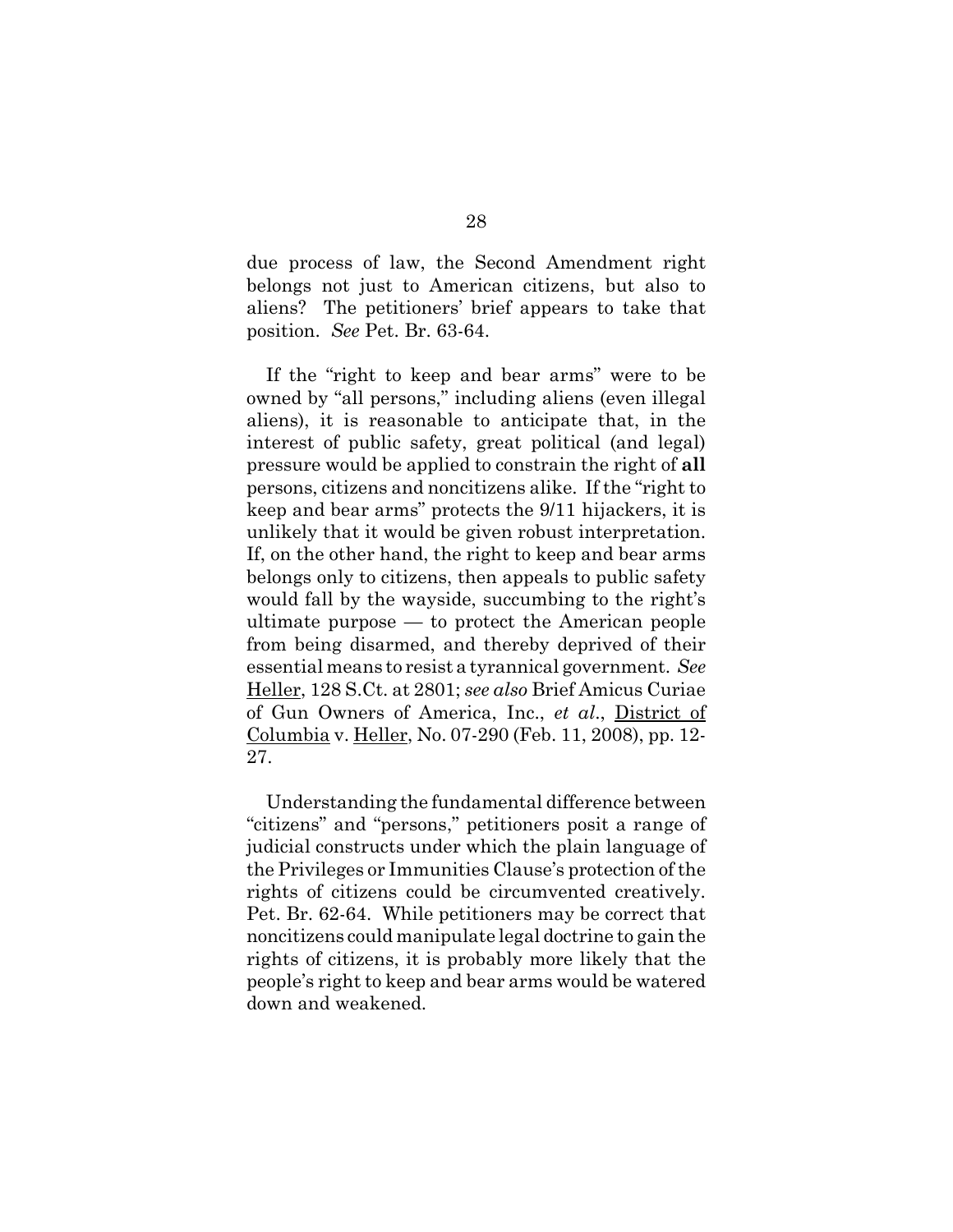due process of law, the Second Amendment right belongs not just to American citizens, but also to aliens? The petitioners' brief appears to take that position. *See* Pet. Br. 63-64.

If the "right to keep and bear arms" were to be owned by "all persons," including aliens (even illegal aliens), it is reasonable to anticipate that, in the interest of public safety, great political (and legal) pressure would be applied to constrain the right of **all** persons, citizens and noncitizens alike. If the "right to keep and bear arms" protects the 9/11 hijackers, it is unlikely that it would be given robust interpretation. If, on the other hand, the right to keep and bear arms belongs only to citizens, then appeals to public safety would fall by the wayside, succumbing to the right's ultimate purpose — to protect the American people from being disarmed, and thereby deprived of their essential means to resist a tyrannical government. *See* Heller, 128 S.Ct. at 2801; *see also* Brief Amicus Curiae of Gun Owners of America, Inc., *et al*., District of Columbia v. Heller, No. 07-290 (Feb. 11, 2008), pp. 12-27.

Understanding the fundamental difference between "citizens" and "persons," petitioners posit a range of judicial constructs under which the plain language of the Privileges or Immunities Clause's protection of the rights of citizens could be circumvented creatively. Pet. Br. 62-64. While petitioners may be correct that noncitizens could manipulate legal doctrine to gain the rights of citizens, it is probably more likely that the people's right to keep and bear arms would be watered down and weakened.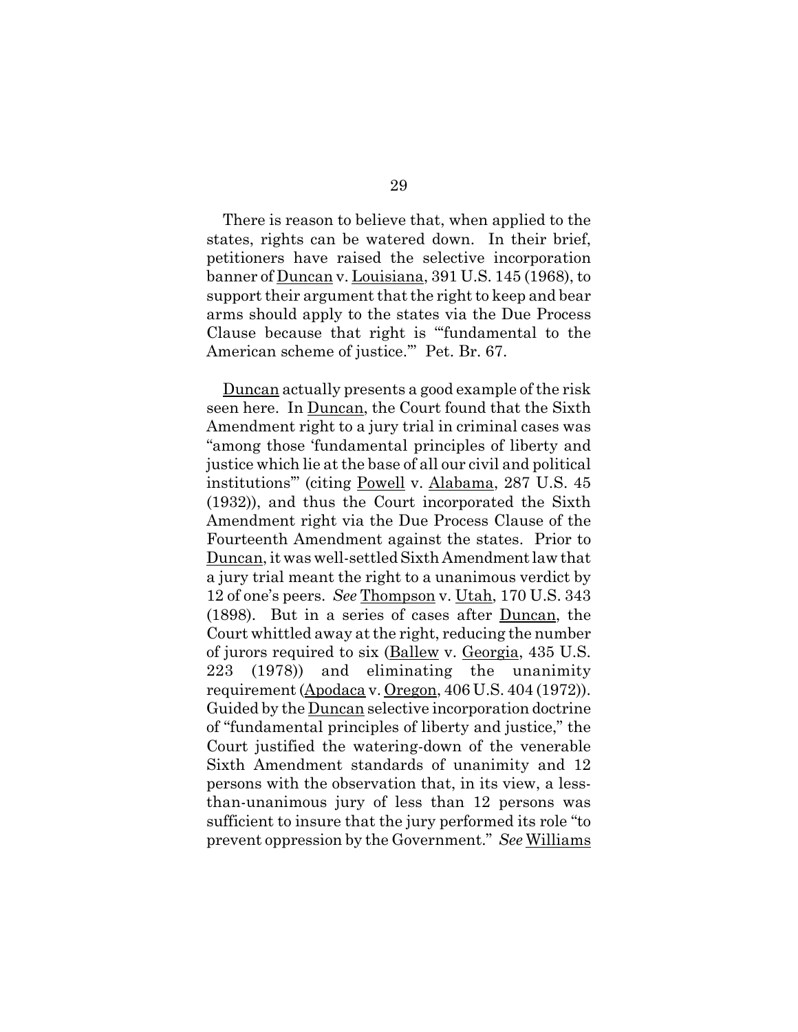There is reason to believe that, when applied to the states, rights can be watered down. In their brief, petitioners have raised the selective incorporation banner of Duncan v. Louisiana, 391 U.S. 145 (1968), to support their argument that the right to keep and bear arms should apply to the states via the Due Process Clause because that right is "'fundamental to the American scheme of justice.'" Pet. Br. 67.

Duncan actually presents a good example of the risk seen here. In Duncan, the Court found that the Sixth Amendment right to a jury trial in criminal cases was "among those 'fundamental principles of liberty and justice which lie at the base of all our civil and political institutions'" (citing Powell v. Alabama, 287 U.S. 45 (1932)), and thus the Court incorporated the Sixth Amendment right via the Due Process Clause of the Fourteenth Amendment against the states. Prior to Duncan, it was well-settled Sixth Amendment law that a jury trial meant the right to a unanimous verdict by 12 of one's peers. *See* Thompson v. Utah, 170 U.S. 343 (1898). But in a series of cases after Duncan, the Court whittled away at the right, reducing the number of jurors required to six (Ballew v. Georgia, 435 U.S. 223 (1978)) and eliminating the unanimity requirement (Apodaca v. Oregon, 406 U.S. 404 (1972)). Guided by the Duncan selective incorporation doctrine of "fundamental principles of liberty and justice," the Court justified the watering-down of the venerable Sixth Amendment standards of unanimity and 12 persons with the observation that, in its view, a less-than-unanimous jury of less than 12 persons was sufficient to insure that the jury performed its role "to prevent oppression by the Government." *See* Williams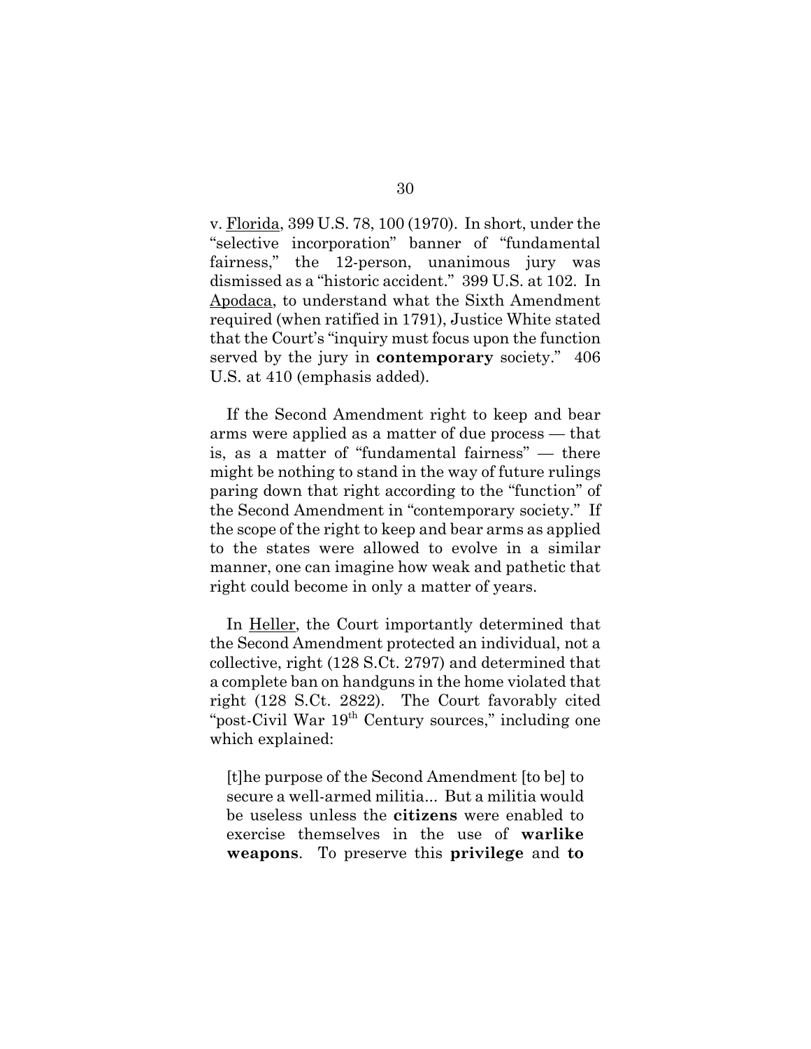v. Florida, 399 U.S. 78, 100 (1970). In short, under the "selective incorporation" banner of "fundamental fairness," the 12-person, unanimous jury was dismissed as a "historic accident." 399 U.S. at 102. In Apodaca, to understand what the Sixth Amendment required (when ratified in 1791), Justice White stated that the Court's "inquiry must focus upon the function served by the jury in **contemporary** society." 406 U.S. at 410 (emphasis added).

If the Second Amendment right to keep and bear arms were applied as a matter of due process — that is, as a matter of "fundamental fairness" — there might be nothing to stand in the way of future rulings paring down that right according to the "function" of the Second Amendment in "contemporary society." If the scope of the right to keep and bear arms as applied to the states were allowed to evolve in a similar manner, one can imagine how weak and pathetic that right could become in only a matter of years.

In Heller, the Court importantly determined that the Second Amendment protected an individual, not a collective, right (128 S.Ct. 2797) and determined that a complete ban on handguns in the home violated that right (128 S.Ct. 2822). The Court favorably cited "post-Civil War 19th Century sources," including one which explained:

> [t]he purpose of the Second Amendment [to be] to secure a well-armed militia... But a militia would be useless unless the **citizens** were enabled to exercise themselves in the use of **warlike weapons**. To preserve this **privilege** and **to**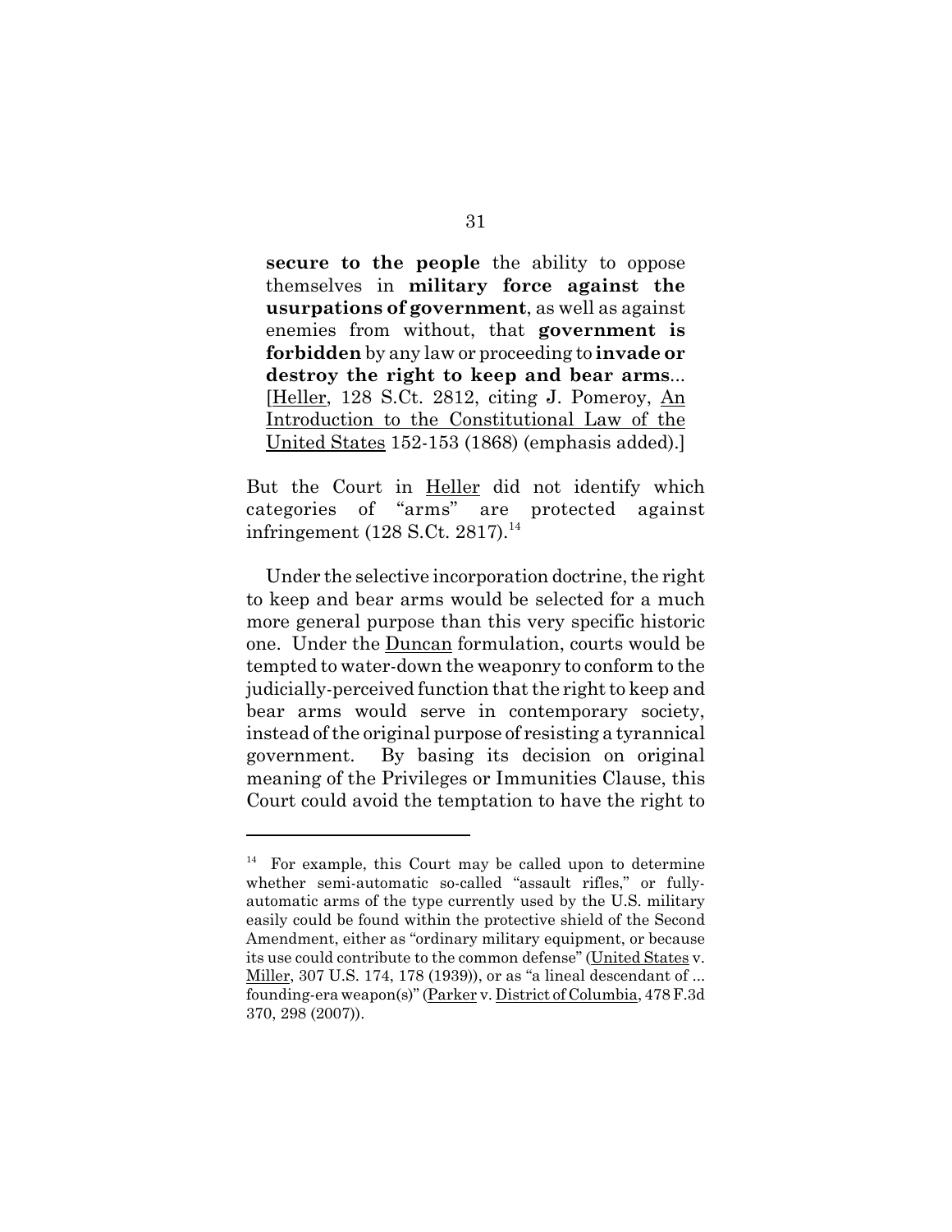> **secure to the people** the ability to oppose themselves in **military force against the usurpations of government**, as well as against enemies from without, that **government is forbidden** by any law or proceeding to **invade or destroy the right to keep and bear arms**... [Heller, 128 S.Ct. 2812, citing J. Pomeroy, An Introduction to the Constitutional Law of the United States 152-153 (1868) (emphasis added).]

But the Court in Heller did not identify which categories of "arms" are protected against infringement (128 S.Ct. 2817).[14]

Under the selective incorporation doctrine, the right to keep and bear arms would be selected for a much more general purpose than this very specific historic one. Under the Duncan formulation, courts would be tempted to water-down the weaponry to conform to the judicially-perceived function that the right to keep and bear arms would serve in contemporary society, instead of the original purpose of resisting a tyrannical government. By basing its decision on original meaning of the Privileges or Immunities Clause, this Court could avoid the temptation to have the right to

---

[14] For example, this Court may be called upon to determine whether semi-automatic so-called "assault rifles," or fully-automatic arms of the type currently used by the U.S. military easily could be found within the protective shield of the Second Amendment, either as "ordinary military equipment, or because its use could contribute to the common defense" (United States v. Miller, 307 U.S. 174, 178 (1939)), or as "a lineal descendant of ... founding-era weapon(s)" (Parker v. District of Columbia, 478 F.3d 370, 298 (2007)).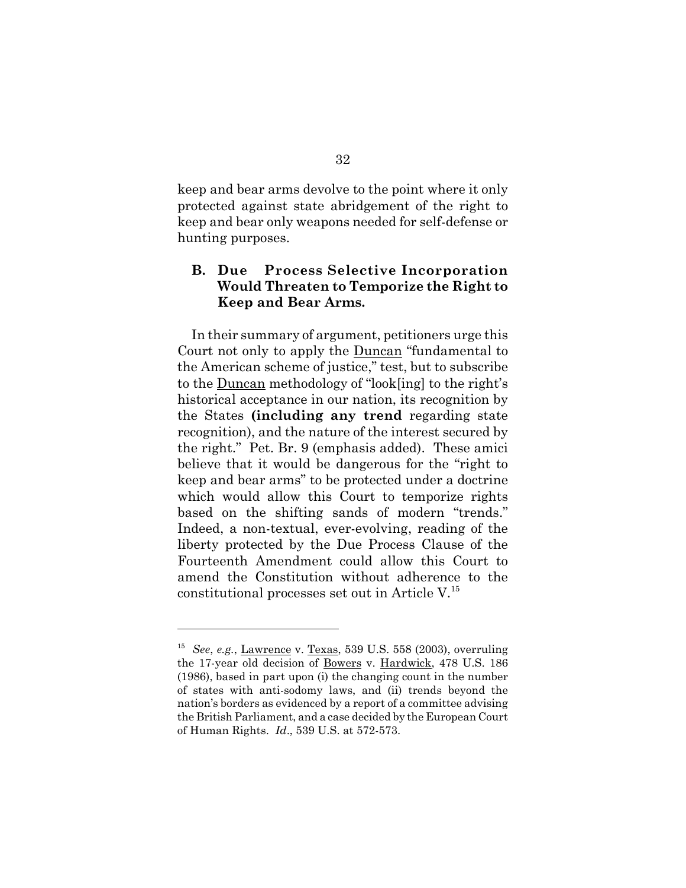keep and bear arms devolve to the point where it only protected against state abridgement of the right to keep and bear only weapons needed for self-defense or hunting purposes.

### B. Due Process Selective Incorporation Would Threaten to Temporize the Right to Keep and Bear Arms.

In their summary of argument, petitioners urge this Court not only to apply the Duncan "fundamental to the American scheme of justice," test, but to subscribe to the Duncan methodology of "look[ing] to the right's historical acceptance in our nation, its recognition by the States **(including any trend** regarding state recognition), and the nature of the interest secured by the right." Pet. Br. 9 (emphasis added). These amici believe that it would be dangerous for the "right to keep and bear arms" to be protected under a doctrine which would allow this Court to temporize rights based on the shifting sands of modern "trends." Indeed, a non-textual, ever-evolving, reading of the liberty protected by the Due Process Clause of the Fourteenth Amendment could allow this Court to amend the Constitution without adherence to the constitutional processes set out in Article V.[15]

---

[15] *See*, *e.g.*, Lawrence v. Texas, 539 U.S. 558 (2003), overruling the 17-year old decision of Bowers v. Hardwick, 478 U.S. 186 (1986), based in part upon (i) the changing count in the number of states with anti-sodomy laws, and (ii) trends beyond the nation's borders as evidenced by a report of a committee advising the British Parliament, and a case decided by the European Court of Human Rights. *Id*., 539 U.S. at 572-573.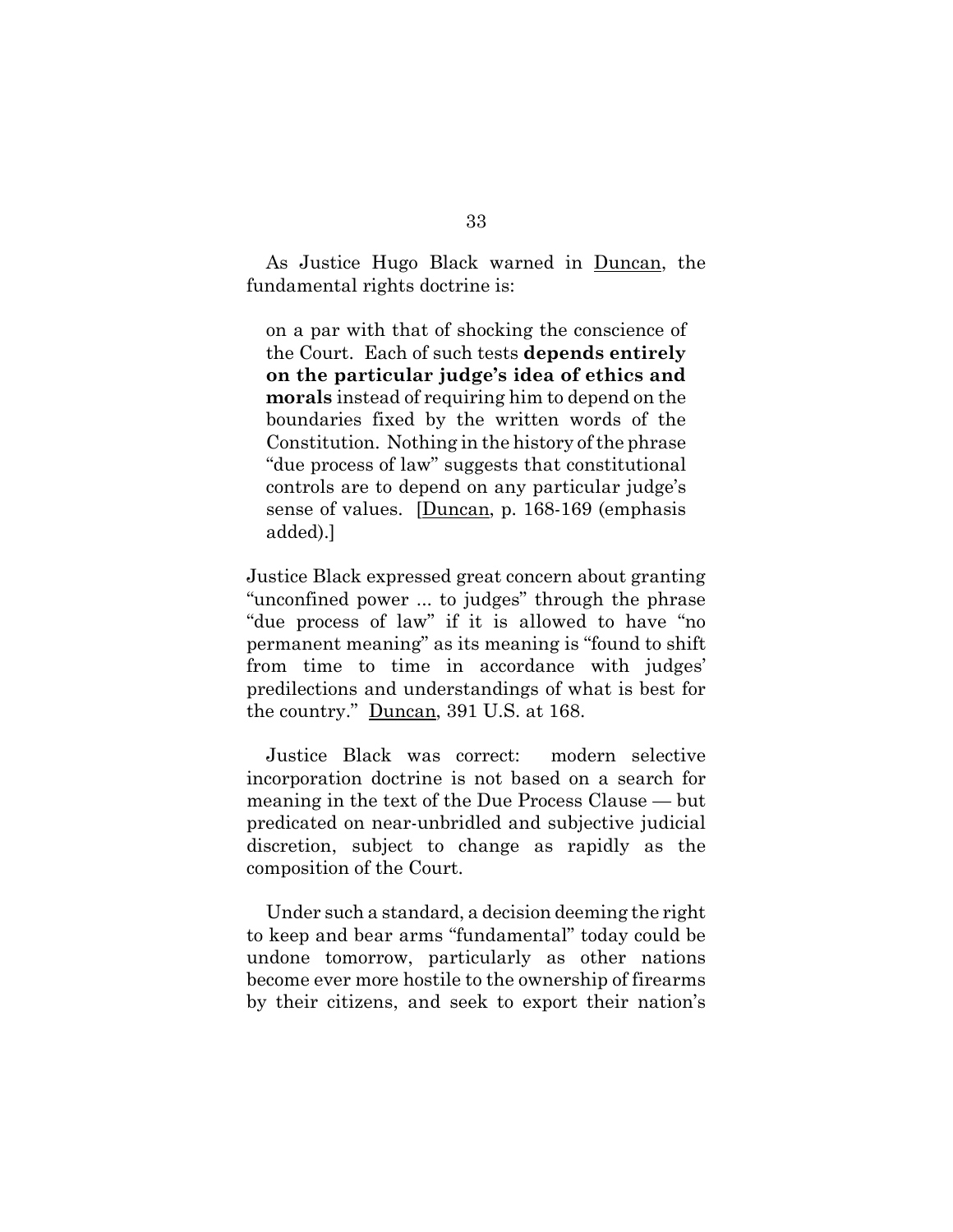As Justice Hugo Black warned in Duncan, the fundamental rights doctrine is:

> on a par with that of shocking the conscience of the Court. Each of such tests **depends entirely on the particular judge's idea of ethics and morals** instead of requiring him to depend on the boundaries fixed by the written words of the Constitution. Nothing in the history of the phrase "due process of law" suggests that constitutional controls are to depend on any particular judge's sense of values. [Duncan, p. 168-169 (emphasis added).]

Justice Black expressed great concern about granting "unconfined power ... to judges" through the phrase "due process of law" if it is allowed to have "no permanent meaning" as its meaning is "found to shift from time to time in accordance with judges' predilections and understandings of what is best for the country." Duncan, 391 U.S. at 168.

Justice Black was correct: modern selective incorporation doctrine is not based on a search for meaning in the text of the Due Process Clause — but predicated on near-unbridled and subjective judicial discretion, subject to change as rapidly as the composition of the Court.

Under such a standard, a decision deeming the right to keep and bear arms "fundamental" today could be undone tomorrow, particularly as other nations become ever more hostile to the ownership of firearms by their citizens, and seek to export their nation's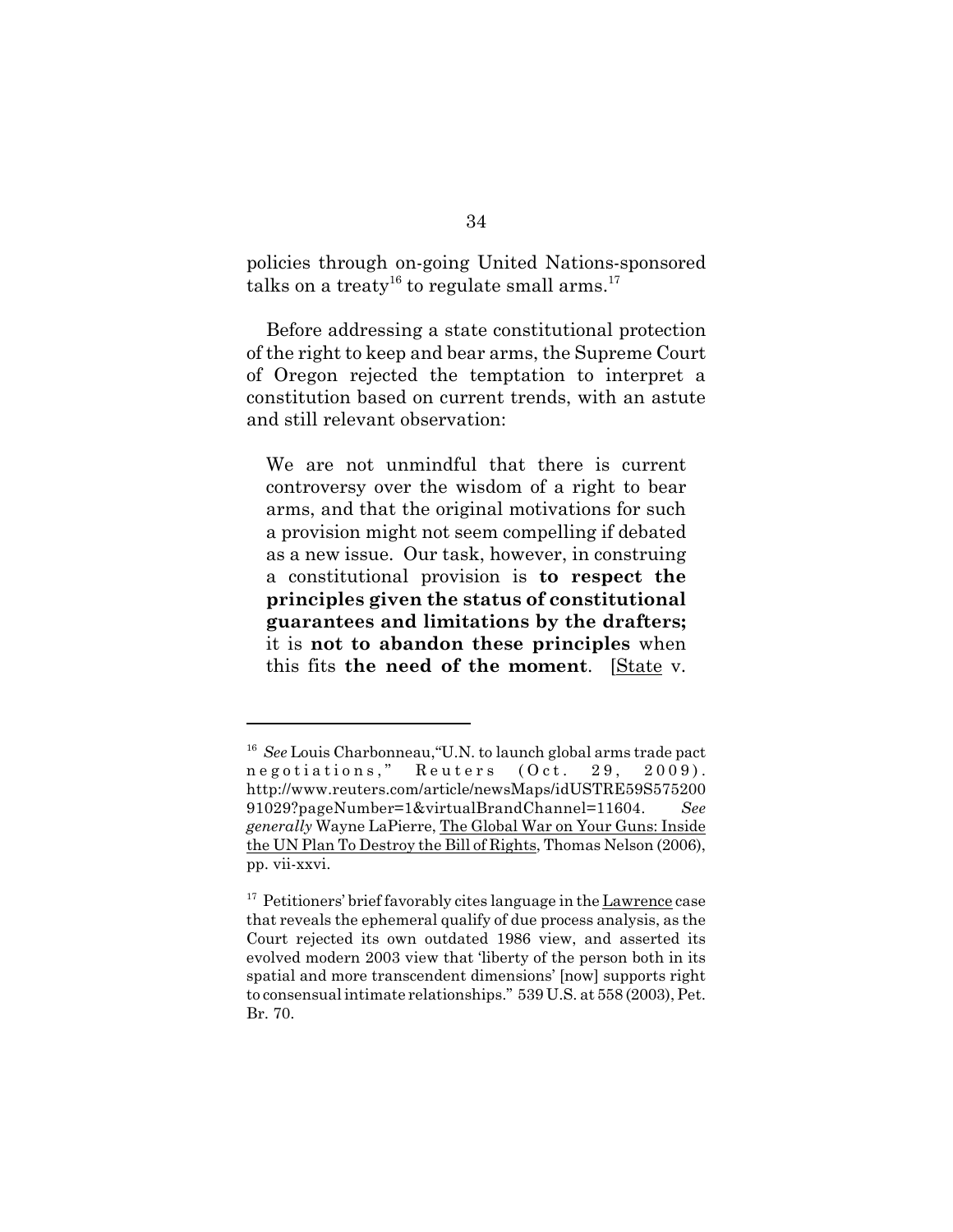policies through on-going United Nations-sponsored talks on a treaty[16] to regulate small arms.[17]

Before addressing a state constitutional protection of the right to keep and bear arms, the Supreme Court of Oregon rejected the temptation to interpret a constitution based on current trends, with an astute and still relevant observation:

> We are not unmindful that there is current controversy over the wisdom of a right to bear arms, and that the original motivations for such a provision might not seem compelling if debated as a new issue. Our task, however, in construing a constitutional provision is **to respect the principles given the status of constitutional guarantees and limitations by the drafters;** it is **not to abandon these principles** when this fits **the need of the moment**. [State v.

---

[16] *See* Louis Charbonneau, "U.N. to launch global arms trade pact negotiations," Reuters (Oct. 29, 2009). http://www.reuters.com/article/newsMaps/idUSTRE59S57520091029?pageNumber=1&virtualBrandChannel=11604. *See generally* Wayne LaPierre, The Global War on Your Guns: Inside the UN Plan To Destroy the Bill of Rights, Thomas Nelson (2006), pp. vii-xxvi.

[17] Petitioners' brief favorably cites language in the Lawrence case that reveals the ephemeral qualify of due process analysis, as the Court rejected its own outdated 1986 view, and asserted its evolved modern 2003 view that 'liberty of the person both in its spatial and more transcendent dimensions' [now] supports right to consensual intimate relationships." 539 U.S. at 558 (2003), Pet. Br. 70.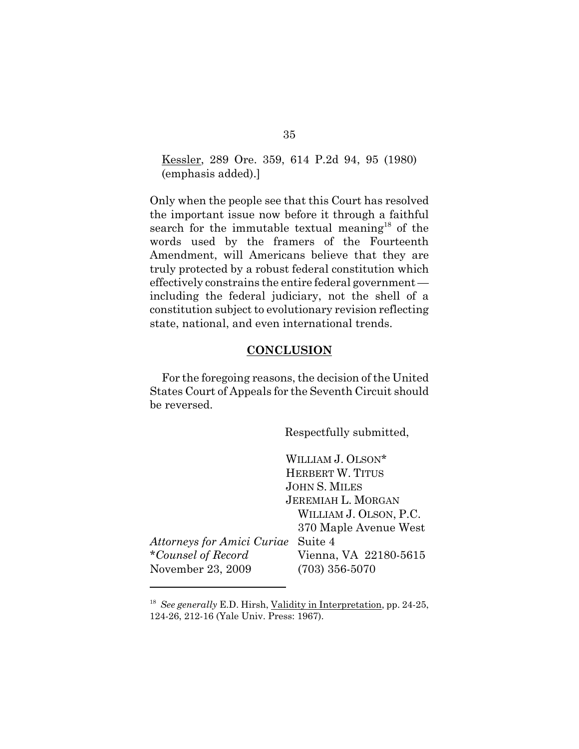Kessler, 289 Ore. 359, 614 P.2d 94, 95 (1980) (emphasis added).]

Only when the people see that this Court has resolved the important issue now before it through a faithful search for the immutable textual meaning[18] of the words used by the framers of the Fourteenth Amendment, will Americans believe that they are truly protected by a robust federal constitution which effectively constrains the entire federal government — including the federal judiciary, not the shell of a constitution subject to evolutionary revision reflecting state, national, and even international trends.

## CONCLUSION

For the foregoing reasons, the decision of the United States Court of Appeals for the Seventh Circuit should be reversed.

Respectfully submitted,

WILLIAM J. OLSON*
HERBERT W. TITUS
JOHN S. MILES
JEREMIAH L. MORGAN
WILLIAM J. OLSON, P.C.
370 Maple Avenue West
Suite 4
Vienna, VA 22180-5615
(703) 356-5070

*Attorneys for Amici Curiae*
**Counsel of Record*
November 23, 2009

---

[18] *See generally* E.D. Hirsh, Validity in Interpretation, pp. 24-25, 124-26, 212-16 (Yale Univ. Press: 1967).